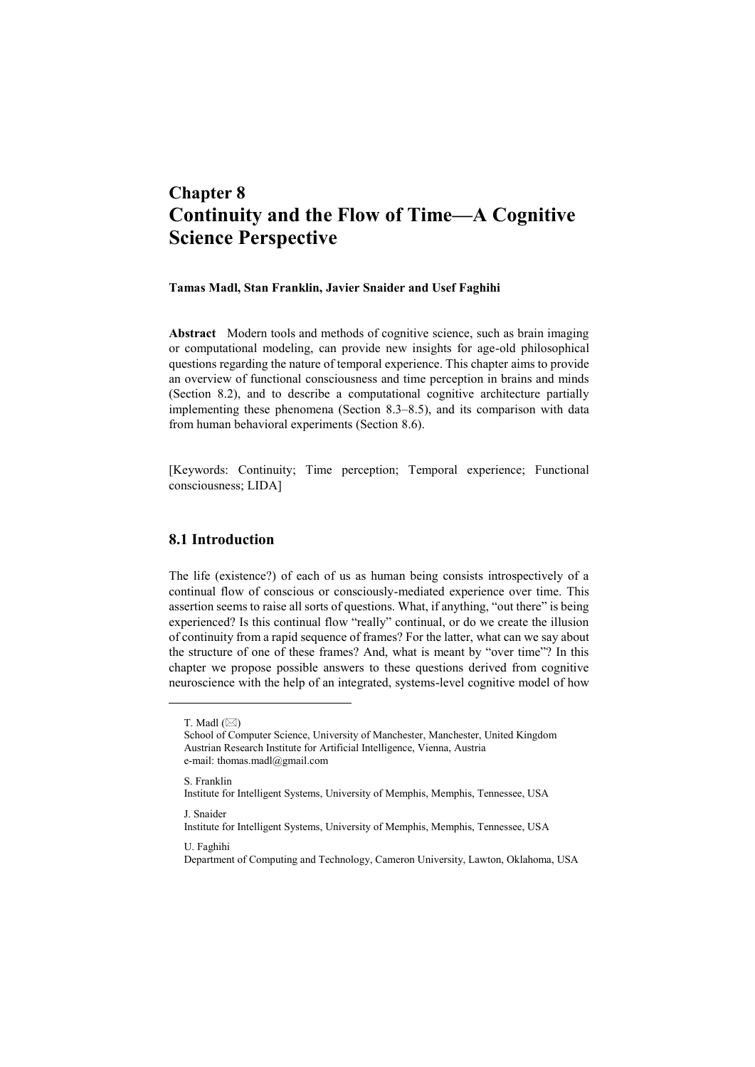# Chapter 8
# Continuity and the Flow of Time—A Cognitive Science Perspective

**Tamas Madl, Stan Franklin, Javier Snaider and Usef Faghihi**

**Abstract** Modern tools and methods of cognitive science, such as brain imaging or computational modeling, can provide new insights for age-old philosophical questions regarding the nature of temporal experience. This chapter aims to provide an overview of functional consciousness and time perception in brains and minds (Section 8.2), and to describe a computational cognitive architecture partially implementing these phenomena (Section 8.3–8.5), and its comparison with data from human behavioral experiments (Section 8.6).

[Keywords: Continuity; Time perception; Temporal experience; Functional consciousness; LIDA]

## 8.1 Introduction

The life (existence?) of each of us as human being consists introspectively of a continual flow of conscious or consciously-mediated experience over time. This assertion seems to raise all sorts of questions. What, if anything, "out there" is being experienced? Is this continual flow "really" continual, or do we create the illusion of continuity from a rapid sequence of frames? For the latter, what can we say about the structure of one of these frames? And, what is meant by "over time"? In this chapter we propose possible answers to these questions derived from cognitive neuroscience with the help of an integrated, systems-level cognitive model of how

---

T. Madl (✉)
School of Computer Science, University of Manchester, Manchester, United Kingdom
Austrian Research Institute for Artificial Intelligence, Vienna, Austria
e-mail: thomas.madl@gmail.com

S. Franklin
Institute for Intelligent Systems, University of Memphis, Memphis, Tennessee, USA

J. Snaider
Institute for Intelligent Systems, University of Memphis, Memphis, Tennessee, USA

U. Faghihi
Department of Computing and Technology, Cameron University, Lawton, Oklahoma, USA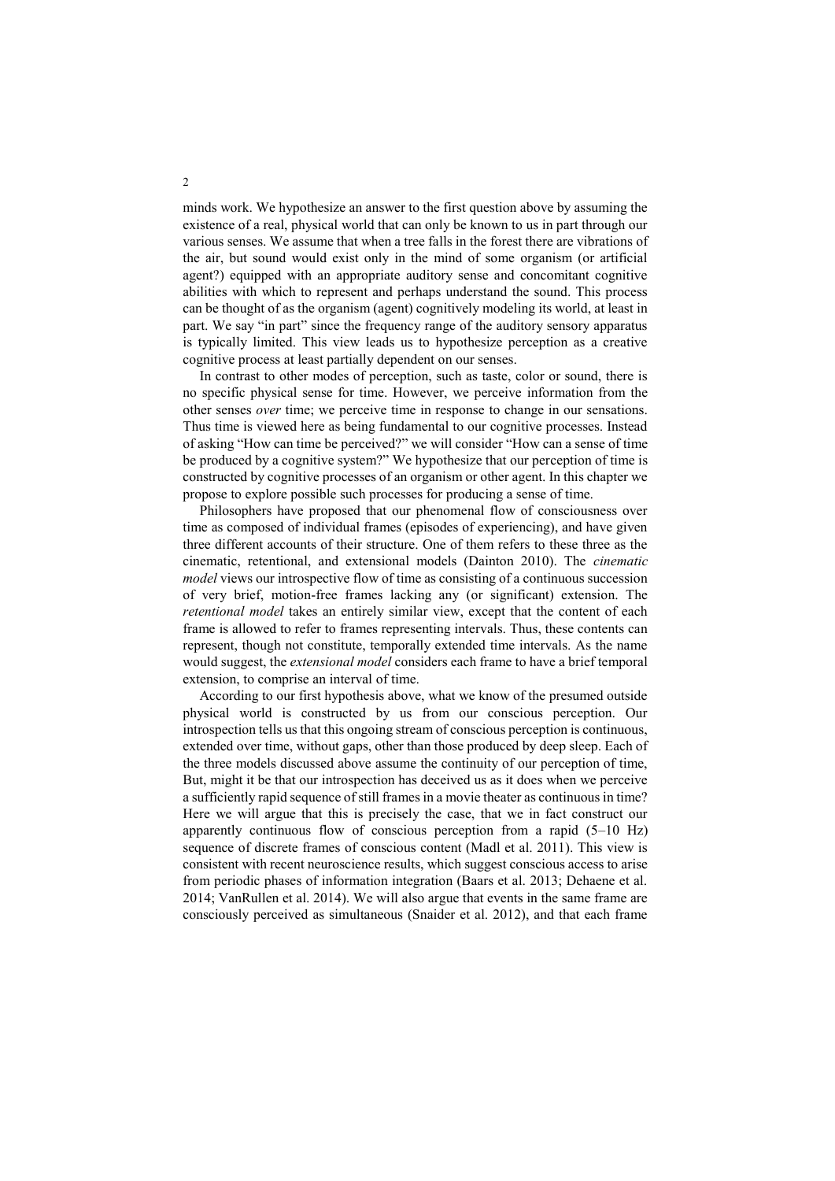minds work. We hypothesize an answer to the first question above by assuming the existence of a real, physical world that can only be known to us in part through our various senses. We assume that when a tree falls in the forest there are vibrations of the air, but sound would exist only in the mind of some organism (or artificial agent?) equipped with an appropriate auditory sense and concomitant cognitive abilities with which to represent and perhaps understand the sound. This process can be thought of as the organism (agent) cognitively modeling its world, at least in part. We say "in part" since the frequency range of the auditory sensory apparatus is typically limited. This view leads us to hypothesize perception as a creative cognitive process at least partially dependent on our senses.

In contrast to other modes of perception, such as taste, color or sound, there is no specific physical sense for time. However, we perceive information from the other senses *over* time; we perceive time in response to change in our sensations. Thus time is viewed here as being fundamental to our cognitive processes. Instead of asking "How can time be perceived?" we will consider "How can a sense of time be produced by a cognitive system?" We hypothesize that our perception of time is constructed by cognitive processes of an organism or other agent. In this chapter we propose to explore possible such processes for producing a sense of time.

Philosophers have proposed that our phenomenal flow of consciousness over time as composed of individual frames (episodes of experiencing), and have given three different accounts of their structure. One of them refers to these three as the cinematic, retentional, and extensional models (Dainton 2010). The *cinematic model* views our introspective flow of time as consisting of a continuous succession of very brief, motion-free frames lacking any (or significant) extension. The *retentional model* takes an entirely similar view, except that the content of each frame is allowed to refer to frames representing intervals. Thus, these contents can represent, though not constitute, temporally extended time intervals. As the name would suggest, the *extensional model* considers each frame to have a brief temporal extension, to comprise an interval of time.

According to our first hypothesis above, what we know of the presumed outside physical world is constructed by us from our conscious perception. Our introspection tells us that this ongoing stream of conscious perception is continuous, extended over time, without gaps, other than those produced by deep sleep. Each of the three models discussed above assume the continuity of our perception of time, But, might it be that our introspection has deceived us as it does when we perceive a sufficiently rapid sequence of still frames in a movie theater as continuous in time? Here we will argue that this is precisely the case, that we in fact construct our apparently continuous flow of conscious perception from a rapid (5–10 Hz) sequence of discrete frames of conscious content (Madl et al. 2011). This view is consistent with recent neuroscience results, which suggest conscious access to arise from periodic phases of information integration (Baars et al. 2013; Dehaene et al. 2014; VanRullen et al. 2014). We will also argue that events in the same frame are consciously perceived as simultaneous (Snaider et al. 2012), and that each frame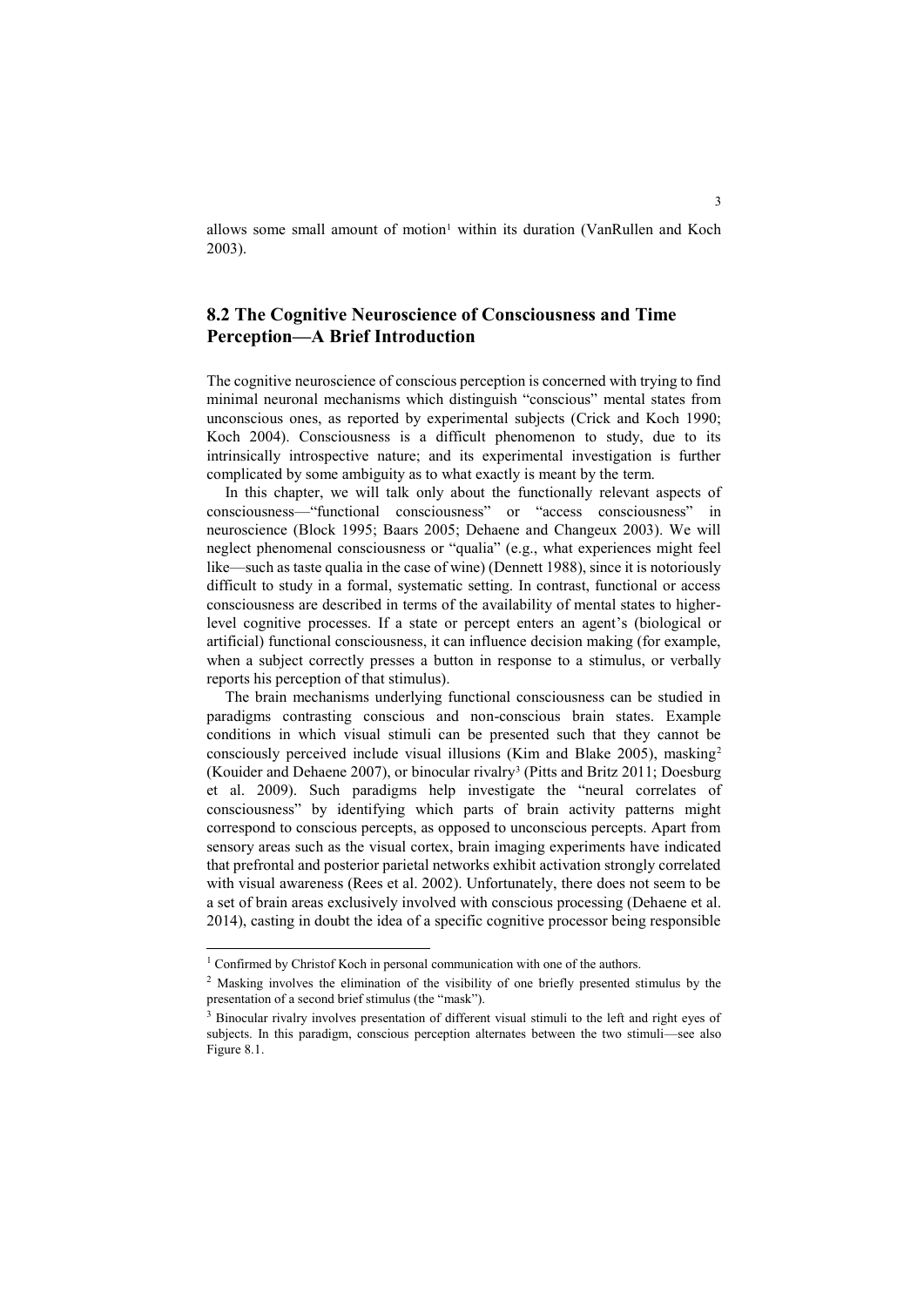allows some small amount of motion[1] within its duration (VanRullen and Koch 2003).

## 8.2 The Cognitive Neuroscience of Consciousness and Time Perception—A Brief Introduction

The cognitive neuroscience of conscious perception is concerned with trying to find minimal neuronal mechanisms which distinguish "conscious" mental states from unconscious ones, as reported by experimental subjects (Crick and Koch 1990; Koch 2004). Consciousness is a difficult phenomenon to study, due to its intrinsically introspective nature; and its experimental investigation is further complicated by some ambiguity as to what exactly is meant by the term.

In this chapter, we will talk only about the functionally relevant aspects of consciousness—"functional consciousness" or "access consciousness" in neuroscience (Block 1995; Baars 2005; Dehaene and Changeux 2003). We will neglect phenomenal consciousness or "qualia" (e.g., what experiences might feel like—such as taste qualia in the case of wine) (Dennett 1988), since it is notoriously difficult to study in a formal, systematic setting. In contrast, functional or access consciousness are described in terms of the availability of mental states to higher-level cognitive processes. If a state or percept enters an agent's (biological or artificial) functional consciousness, it can influence decision making (for example, when a subject correctly presses a button in response to a stimulus, or verbally reports his perception of that stimulus).

The brain mechanisms underlying functional consciousness can be studied in paradigms contrasting conscious and non-conscious brain states. Example conditions in which visual stimuli can be presented such that they cannot be consciously perceived include visual illusions (Kim and Blake 2005), masking[2] (Kouider and Dehaene 2007), or binocular rivalry[3] (Pitts and Britz 2011; Doesburg et al. 2009). Such paradigms help investigate the "neural correlates of consciousness" by identifying which parts of brain activity patterns might correspond to conscious percepts, as opposed to unconscious percepts. Apart from sensory areas such as the visual cortex, brain imaging experiments have indicated that prefrontal and posterior parietal networks exhibit activation strongly correlated with visual awareness (Rees et al. 2002). Unfortunately, there does not seem to be a set of brain areas exclusively involved with conscious processing (Dehaene et al. 2014), casting in doubt the idea of a specific cognitive processor being responsible

---

[1] Confirmed by Christof Koch in personal communication with one of the authors.

[2] Masking involves the elimination of the visibility of one briefly presented stimulus by the presentation of a second brief stimulus (the "mask").

[3] Binocular rivalry involves presentation of different visual stimuli to the left and right eyes of subjects. In this paradigm, conscious perception alternates between the two stimuli—see also Figure 8.1.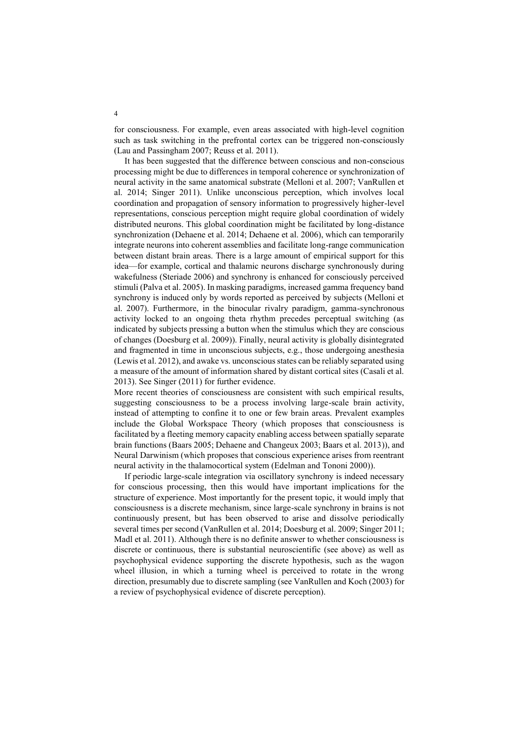for consciousness. For example, even areas associated with high-level cognition such as task switching in the prefrontal cortex can be triggered non-consciously (Lau and Passingham 2007; Reuss et al. 2011).

It has been suggested that the difference between conscious and non-conscious processing might be due to differences in temporal coherence or synchronization of neural activity in the same anatomical substrate (Melloni et al. 2007; VanRullen et al. 2014; Singer 2011). Unlike unconscious perception, which involves local coordination and propagation of sensory information to progressively higher-level representations, conscious perception might require global coordination of widely distributed neurons. This global coordination might be facilitated by long-distance synchronization (Dehaene et al. 2014; Dehaene et al. 2006), which can temporarily integrate neurons into coherent assemblies and facilitate long-range communication between distant brain areas. There is a large amount of empirical support for this idea—for example, cortical and thalamic neurons discharge synchronously during wakefulness (Steriade 2006) and synchrony is enhanced for consciously perceived stimuli (Palva et al. 2005). In masking paradigms, increased gamma frequency band synchrony is induced only by words reported as perceived by subjects (Melloni et al. 2007). Furthermore, in the binocular rivalry paradigm, gamma-synchronous activity locked to an ongoing theta rhythm precedes perceptual switching (as indicated by subjects pressing a button when the stimulus which they are conscious of changes (Doesburg et al. 2009)). Finally, neural activity is globally disintegrated and fragmented in time in unconscious subjects, e.g., those undergoing anesthesia (Lewis et al. 2012), and awake vs. unconscious states can be reliably separated using a measure of the amount of information shared by distant cortical sites (Casali et al. 2013). See Singer (2011) for further evidence.

More recent theories of consciousness are consistent with such empirical results, suggesting consciousness to be a process involving large-scale brain activity, instead of attempting to confine it to one or few brain areas. Prevalent examples include the Global Workspace Theory (which proposes that consciousness is facilitated by a fleeting memory capacity enabling access between spatially separate brain functions (Baars 2005; Dehaene and Changeux 2003; Baars et al. 2013)), and Neural Darwinism (which proposes that conscious experience arises from reentrant neural activity in the thalamocortical system (Edelman and Tononi 2000)).

If periodic large-scale integration via oscillatory synchrony is indeed necessary for conscious processing, then this would have important implications for the structure of experience. Most importantly for the present topic, it would imply that consciousness is a discrete mechanism, since large-scale synchrony in brains is not continuously present, but has been observed to arise and dissolve periodically several times per second (VanRullen et al. 2014; Doesburg et al. 2009; Singer 2011; Madl et al. 2011). Although there is no definite answer to whether consciousness is discrete or continuous, there is substantial neuroscientific (see above) as well as psychophysical evidence supporting the discrete hypothesis, such as the wagon wheel illusion, in which a turning wheel is perceived to rotate in the wrong direction, presumably due to discrete sampling (see VanRullen and Koch (2003) for a review of psychophysical evidence of discrete perception).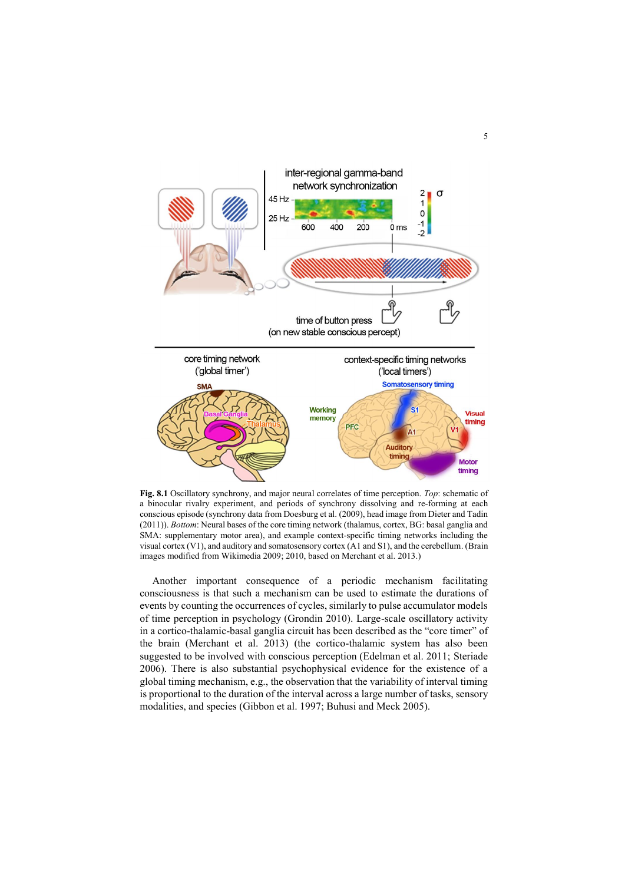**Fig. 8.1** Oscillatory synchrony, and major neural correlates of time perception. *Top*: schematic of a binocular rivalry experiment, and periods of synchrony dissolving and re-forming at each conscious episode (synchrony data from Doesburg et al. (2009), head image from Dieter and Tadin (2011)). *Bottom*: Neural bases of the core timing network (thalamus, cortex, BG: basal ganglia and SMA: supplementary motor area), and example context-specific timing networks including the visual cortex (V1), and auditory and somatosensory cortex (A1 and S1), and the cerebellum. (Brain images modified from Wikimedia 2009; 2010, based on Merchant et al. 2013.)

Another important consequence of a periodic mechanism facilitating consciousness is that such a mechanism can be used to estimate the durations of events by counting the occurrences of cycles, similarly to pulse accumulator models of time perception in psychology (Grondin 2010). Large-scale oscillatory activity in a cortico-thalamic-basal ganglia circuit has been described as the "core timer" of the brain (Merchant et al. 2013) (the cortico-thalamic system has also been suggested to be involved with conscious perception (Edelman et al. 2011; Steriade 2006). There is also substantial psychophysical evidence for the existence of a global timing mechanism, e.g., the observation that the variability of interval timing is proportional to the duration of the interval across a large number of tasks, sensory modalities, and species (Gibbon et al. 1997; Buhusi and Meck 2005).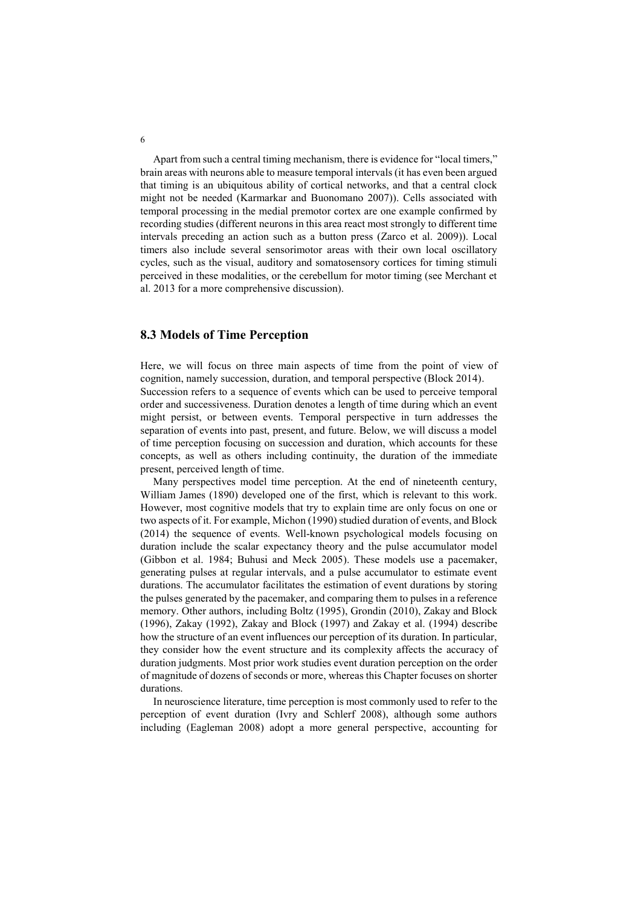Apart from such a central timing mechanism, there is evidence for "local timers," brain areas with neurons able to measure temporal intervals (it has even been argued that timing is an ubiquitous ability of cortical networks, and that a central clock might not be needed (Karmarkar and Buonomano 2007)). Cells associated with temporal processing in the medial premotor cortex are one example confirmed by recording studies (different neurons in this area react most strongly to different time intervals preceding an action such as a button press (Zarco et al. 2009)). Local timers also include several sensorimotor areas with their own local oscillatory cycles, such as the visual, auditory and somatosensory cortices for timing stimuli perceived in these modalities, or the cerebellum for motor timing (see Merchant et al. 2013 for a more comprehensive discussion).

## 8.3 Models of Time Perception

Here, we will focus on three main aspects of time from the point of view of cognition, namely succession, duration, and temporal perspective (Block 2014). Succession refers to a sequence of events which can be used to perceive temporal order and successiveness. Duration denotes a length of time during which an event might persist, or between events. Temporal perspective in turn addresses the separation of events into past, present, and future. Below, we will discuss a model of time perception focusing on succession and duration, which accounts for these concepts, as well as others including continuity, the duration of the immediate present, perceived length of time.

Many perspectives model time perception. At the end of nineteenth century, William James (1890) developed one of the first, which is relevant to this work. However, most cognitive models that try to explain time are only focus on one or two aspects of it. For example, Michon (1990) studied duration of events, and Block (2014) the sequence of events. Well-known psychological models focusing on duration include the scalar expectancy theory and the pulse accumulator model (Gibbon et al. 1984; Buhusi and Meck 2005). These models use a pacemaker, generating pulses at regular intervals, and a pulse accumulator to estimate event durations. The accumulator facilitates the estimation of event durations by storing the pulses generated by the pacemaker, and comparing them to pulses in a reference memory. Other authors, including Boltz (1995), Grondin (2010), Zakay and Block (1996), Zakay (1992), Zakay and Block (1997) and Zakay et al. (1994) describe how the structure of an event influences our perception of its duration. In particular, they consider how the event structure and its complexity affects the accuracy of duration judgments. Most prior work studies event duration perception on the order of magnitude of dozens of seconds or more, whereas this Chapter focuses on shorter durations.

In neuroscience literature, time perception is most commonly used to refer to the perception of event duration (Ivry and Schlerf 2008), although some authors including (Eagleman 2008) adopt a more general perspective, accounting for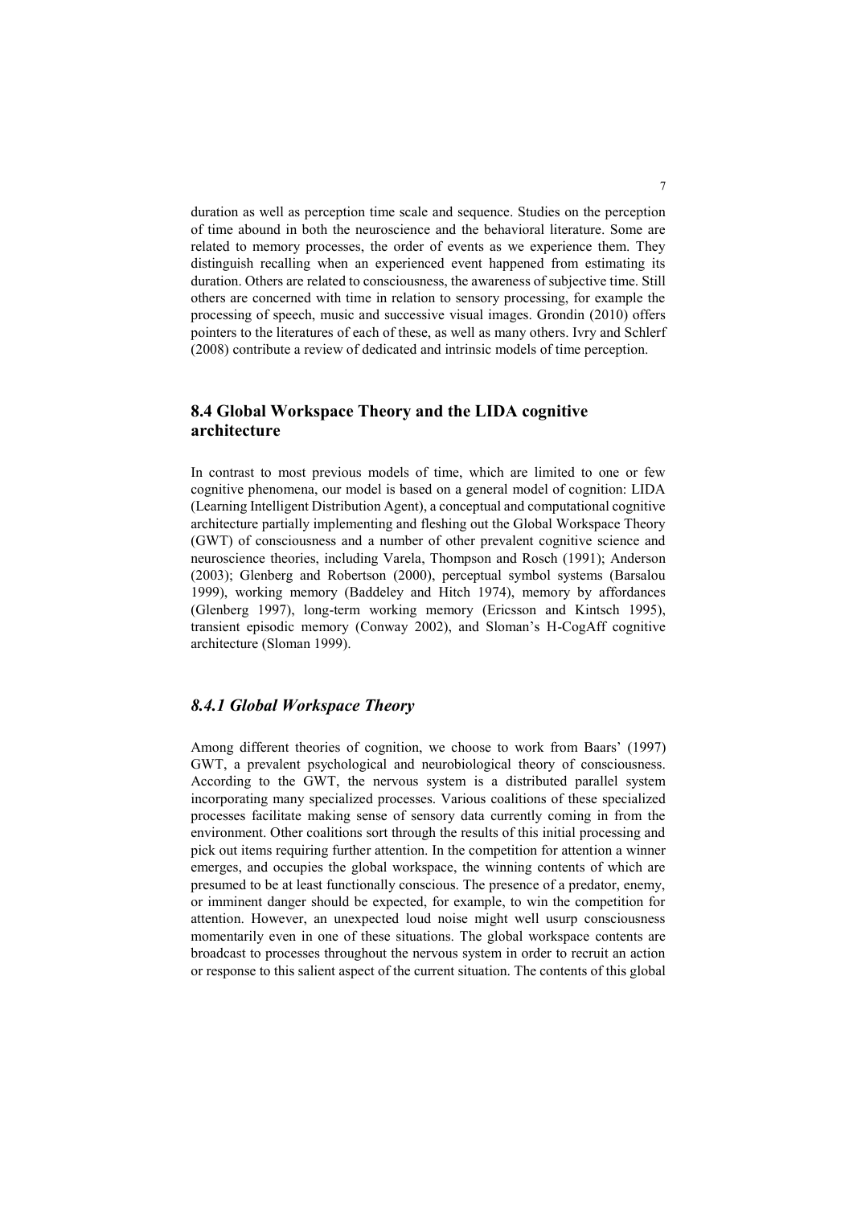duration as well as perception time scale and sequence. Studies on the perception of time abound in both the neuroscience and the behavioral literature. Some are related to memory processes, the order of events as we experience them. They distinguish recalling when an experienced event happened from estimating its duration. Others are related to consciousness, the awareness of subjective time. Still others are concerned with time in relation to sensory processing, for example the processing of speech, music and successive visual images. Grondin (2010) offers pointers to the literatures of each of these, as well as many others. Ivry and Schlerf (2008) contribute a review of dedicated and intrinsic models of time perception.

## 8.4 Global Workspace Theory and the LIDA cognitive architecture

In contrast to most previous models of time, which are limited to one or few cognitive phenomena, our model is based on a general model of cognition: LIDA (Learning Intelligent Distribution Agent), a conceptual and computational cognitive architecture partially implementing and fleshing out the Global Workspace Theory (GWT) of consciousness and a number of other prevalent cognitive science and neuroscience theories, including Varela, Thompson and Rosch (1991); Anderson (2003); Glenberg and Robertson (2000), perceptual symbol systems (Barsalou 1999), working memory (Baddeley and Hitch 1974), memory by affordances (Glenberg 1997), long-term working memory (Ericsson and Kintsch 1995), transient episodic memory (Conway 2002), and Sloman's H-CogAff cognitive architecture (Sloman 1999).

### *8.4.1 Global Workspace Theory*

Among different theories of cognition, we choose to work from Baars' (1997) GWT, a prevalent psychological and neurobiological theory of consciousness. According to the GWT, the nervous system is a distributed parallel system incorporating many specialized processes. Various coalitions of these specialized processes facilitate making sense of sensory data currently coming in from the environment. Other coalitions sort through the results of this initial processing and pick out items requiring further attention. In the competition for attention a winner emerges, and occupies the global workspace, the winning contents of which are presumed to be at least functionally conscious. The presence of a predator, enemy, or imminent danger should be expected, for example, to win the competition for attention. However, an unexpected loud noise might well usurp consciousness momentarily even in one of these situations. The global workspace contents are broadcast to processes throughout the nervous system in order to recruit an action or response to this salient aspect of the current situation. The contents of this global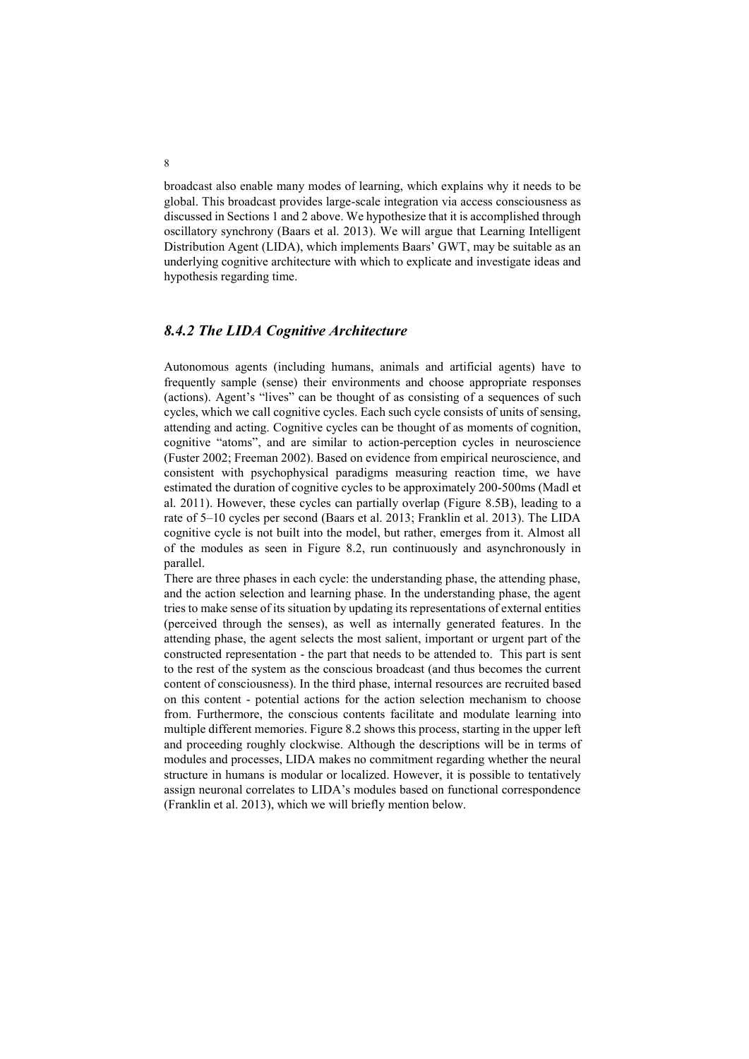broadcast also enable many modes of learning, which explains why it needs to be global. This broadcast provides large-scale integration via access consciousness as discussed in Sections 1 and 2 above. We hypothesize that it is accomplished through oscillatory synchrony (Baars et al. 2013). We will argue that Learning Intelligent Distribution Agent (LIDA), which implements Baars' GWT, may be suitable as an underlying cognitive architecture with which to explicate and investigate ideas and hypothesis regarding time.

### *8.4.2 The LIDA Cognitive Architecture*

Autonomous agents (including humans, animals and artificial agents) have to frequently sample (sense) their environments and choose appropriate responses (actions). Agent's "lives" can be thought of as consisting of a sequences of such cycles, which we call cognitive cycles. Each such cycle consists of units of sensing, attending and acting. Cognitive cycles can be thought of as moments of cognition, cognitive "atoms", and are similar to action-perception cycles in neuroscience (Fuster 2002; Freeman 2002). Based on evidence from empirical neuroscience, and consistent with psychophysical paradigms measuring reaction time, we have estimated the duration of cognitive cycles to be approximately 200-500ms (Madl et al. 2011). However, these cycles can partially overlap (Figure 8.5B), leading to a rate of 5–10 cycles per second (Baars et al. 2013; Franklin et al. 2013). The LIDA cognitive cycle is not built into the model, but rather, emerges from it. Almost all of the modules as seen in Figure 8.2, run continuously and asynchronously in parallel.

There are three phases in each cycle: the understanding phase, the attending phase, and the action selection and learning phase. In the understanding phase, the agent tries to make sense of its situation by updating its representations of external entities (perceived through the senses), as well as internally generated features. In the attending phase, the agent selects the most salient, important or urgent part of the constructed representation - the part that needs to be attended to. This part is sent to the rest of the system as the conscious broadcast (and thus becomes the current content of consciousness). In the third phase, internal resources are recruited based on this content - potential actions for the action selection mechanism to choose from. Furthermore, the conscious contents facilitate and modulate learning into multiple different memories. Figure 8.2 shows this process, starting in the upper left and proceeding roughly clockwise. Although the descriptions will be in terms of modules and processes, LIDA makes no commitment regarding whether the neural structure in humans is modular or localized. However, it is possible to tentatively assign neuronal correlates to LIDA's modules based on functional correspondence (Franklin et al. 2013), which we will briefly mention below.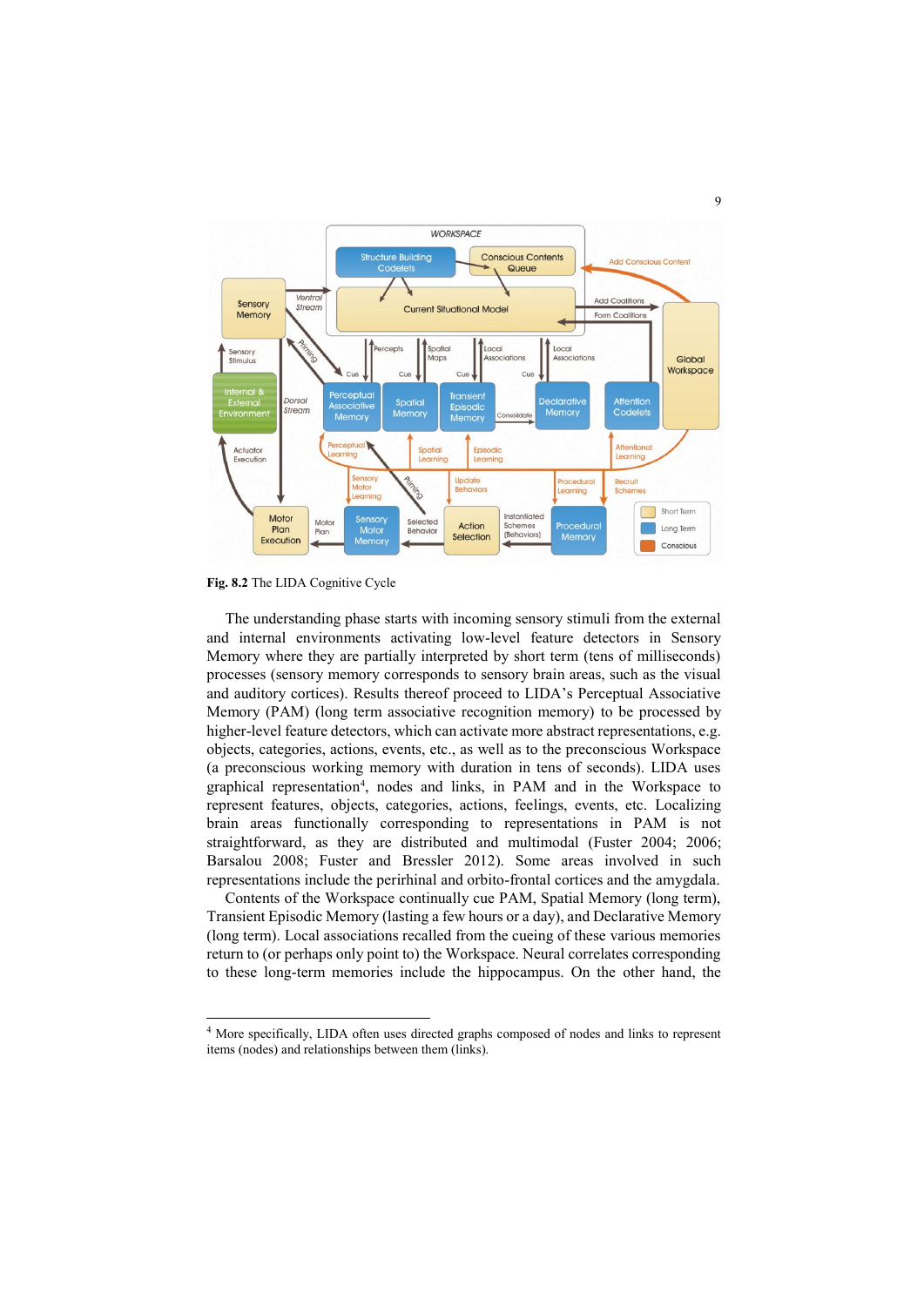Fig. 8.2 The LIDA Cognitive Cycle

The understanding phase starts with incoming sensory stimuli from the external and internal environments activating low-level feature detectors in Sensory Memory where they are partially interpreted by short term (tens of milliseconds) processes (sensory memory corresponds to sensory brain areas, such as the visual and auditory cortices). Results thereof proceed to LIDA's Perceptual Associative Memory (PAM) (long term associative recognition memory) to be processed by higher-level feature detectors, which can activate more abstract representations, e.g. objects, categories, actions, events, etc., as well as to the preconscious Workspace (a preconscious working memory with duration in tens of seconds). LIDA uses graphical representation[4], nodes and links, in PAM and in the Workspace to represent features, objects, categories, actions, feelings, events, etc. Localizing brain areas functionally corresponding to representations in PAM is not straightforward, as they are distributed and multimodal (Fuster 2004; 2006; Barsalou 2008; Fuster and Bressler 2012). Some areas involved in such representations include the perirhinal and orbito-frontal cortices and the amygdala.

Contents of the Workspace continually cue PAM, Spatial Memory (long term), Transient Episodic Memory (lasting a few hours or a day), and Declarative Memory (long term). Local associations recalled from the cueing of these various memories return to (or perhaps only point to) the Workspace. Neural correlates corresponding to these long-term memories include the hippocampus. On the other hand, the

[4] More specifically, LIDA often uses directed graphs composed of nodes and links to represent items (nodes) and relationships between them (links).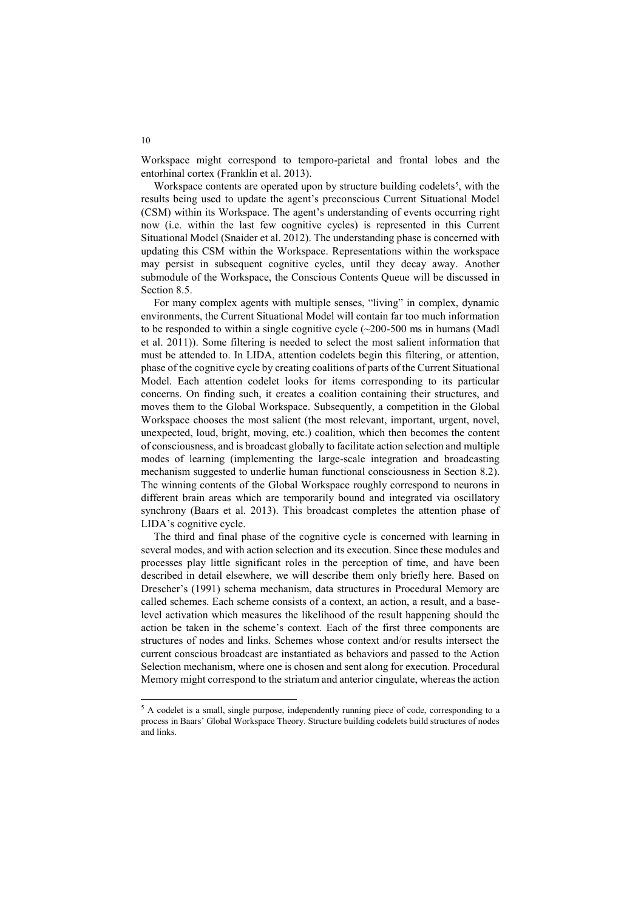Workspace might correspond to temporo-parietal and frontal lobes and the entorhinal cortex (Franklin et al. 2013).

Workspace contents are operated upon by structure building codelets[5], with the results being used to update the agent's preconscious Current Situational Model (CSM) within its Workspace. The agent's understanding of events occurring right now (i.e. within the last few cognitive cycles) is represented in this Current Situational Model (Snaider et al. 2012). The understanding phase is concerned with updating this CSM within the Workspace. Representations within the workspace may persist in subsequent cognitive cycles, until they decay away. Another submodule of the Workspace, the Conscious Contents Queue will be discussed in Section 8.5.

For many complex agents with multiple senses, "living" in complex, dynamic environments, the Current Situational Model will contain far too much information to be responded to within a single cognitive cycle (~200-500 ms in humans (Madl et al. 2011)). Some filtering is needed to select the most salient information that must be attended to. In LIDA, attention codelets begin this filtering, or attention, phase of the cognitive cycle by creating coalitions of parts of the Current Situational Model. Each attention codelet looks for items corresponding to its particular concerns. On finding such, it creates a coalition containing their structures, and moves them to the Global Workspace. Subsequently, a competition in the Global Workspace chooses the most salient (the most relevant, important, urgent, novel, unexpected, loud, bright, moving, etc.) coalition, which then becomes the content of consciousness, and is broadcast globally to facilitate action selection and multiple modes of learning (implementing the large-scale integration and broadcasting mechanism suggested to underlie human functional consciousness in Section 8.2). The winning contents of the Global Workspace roughly correspond to neurons in different brain areas which are temporarily bound and integrated via oscillatory synchrony (Baars et al. 2013). This broadcast completes the attention phase of LIDA's cognitive cycle.

The third and final phase of the cognitive cycle is concerned with learning in several modes, and with action selection and its execution. Since these modules and processes play little significant roles in the perception of time, and have been described in detail elsewhere, we will describe them only briefly here. Based on Drescher's (1991) schema mechanism, data structures in Procedural Memory are called schemes. Each scheme consists of a context, an action, a result, and a base-level activation which measures the likelihood of the result happening should the action be taken in the scheme's context. Each of the first three components are structures of nodes and links. Schemes whose context and/or results intersect the current conscious broadcast are instantiated as behaviors and passed to the Action Selection mechanism, where one is chosen and sent along for execution. Procedural Memory might correspond to the striatum and anterior cingulate, whereas the action

---

[5] A codelet is a small, single purpose, independently running piece of code, corresponding to a process in Baars' Global Workspace Theory. Structure building codelets build structures of nodes and links.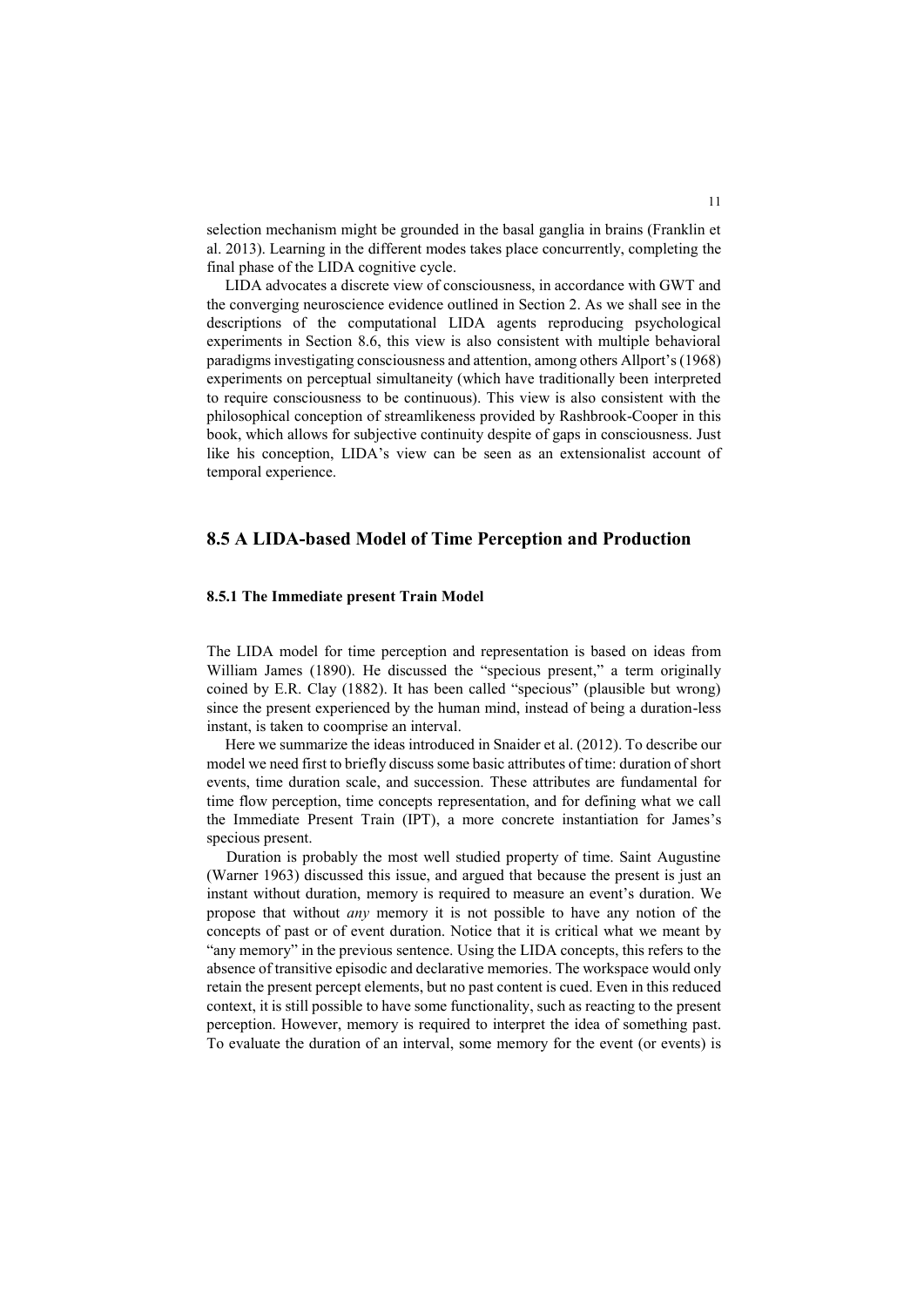selection mechanism might be grounded in the basal ganglia in brains (Franklin et al. 2013). Learning in the different modes takes place concurrently, completing the final phase of the LIDA cognitive cycle.

LIDA advocates a discrete view of consciousness, in accordance with GWT and the converging neuroscience evidence outlined in Section 2. As we shall see in the descriptions of the computational LIDA agents reproducing psychological experiments in Section 8.6, this view is also consistent with multiple behavioral paradigms investigating consciousness and attention, among others Allport's (1968) experiments on perceptual simultaneity (which have traditionally been interpreted to require consciousness to be continuous). This view is also consistent with the philosophical conception of streamlikeness provided by Rashbrook-Cooper in this book, which allows for subjective continuity despite of gaps in consciousness. Just like his conception, LIDA's view can be seen as an extensionalist account of temporal experience.

## 8.5 A LIDA-based Model of Time Perception and Production

### 8.5.1 The Immediate present Train Model

The LIDA model for time perception and representation is based on ideas from William James (1890). He discussed the "specious present," a term originally coined by E.R. Clay (1882). It has been called "specious" (plausible but wrong) since the present experienced by the human mind, instead of being a duration-less instant, is taken to coomprise an interval.

Here we summarize the ideas introduced in Snaider et al. (2012). To describe our model we need first to briefly discuss some basic attributes of time: duration of short events, time duration scale, and succession. These attributes are fundamental for time flow perception, time concepts representation, and for defining what we call the Immediate Present Train (IPT), a more concrete instantiation for James's specious present.

Duration is probably the most well studied property of time. Saint Augustine (Warner 1963) discussed this issue, and argued that because the present is just an instant without duration, memory is required to measure an event's duration. We propose that without *any* memory it is not possible to have any notion of the concepts of past or of event duration. Notice that it is critical what we meant by "any memory" in the previous sentence. Using the LIDA concepts, this refers to the absence of transitive episodic and declarative memories. The workspace would only retain the present percept elements, but no past content is cued. Even in this reduced context, it is still possible to have some functionality, such as reacting to the present perception. However, memory is required to interpret the idea of something past. To evaluate the duration of an interval, some memory for the event (or events) is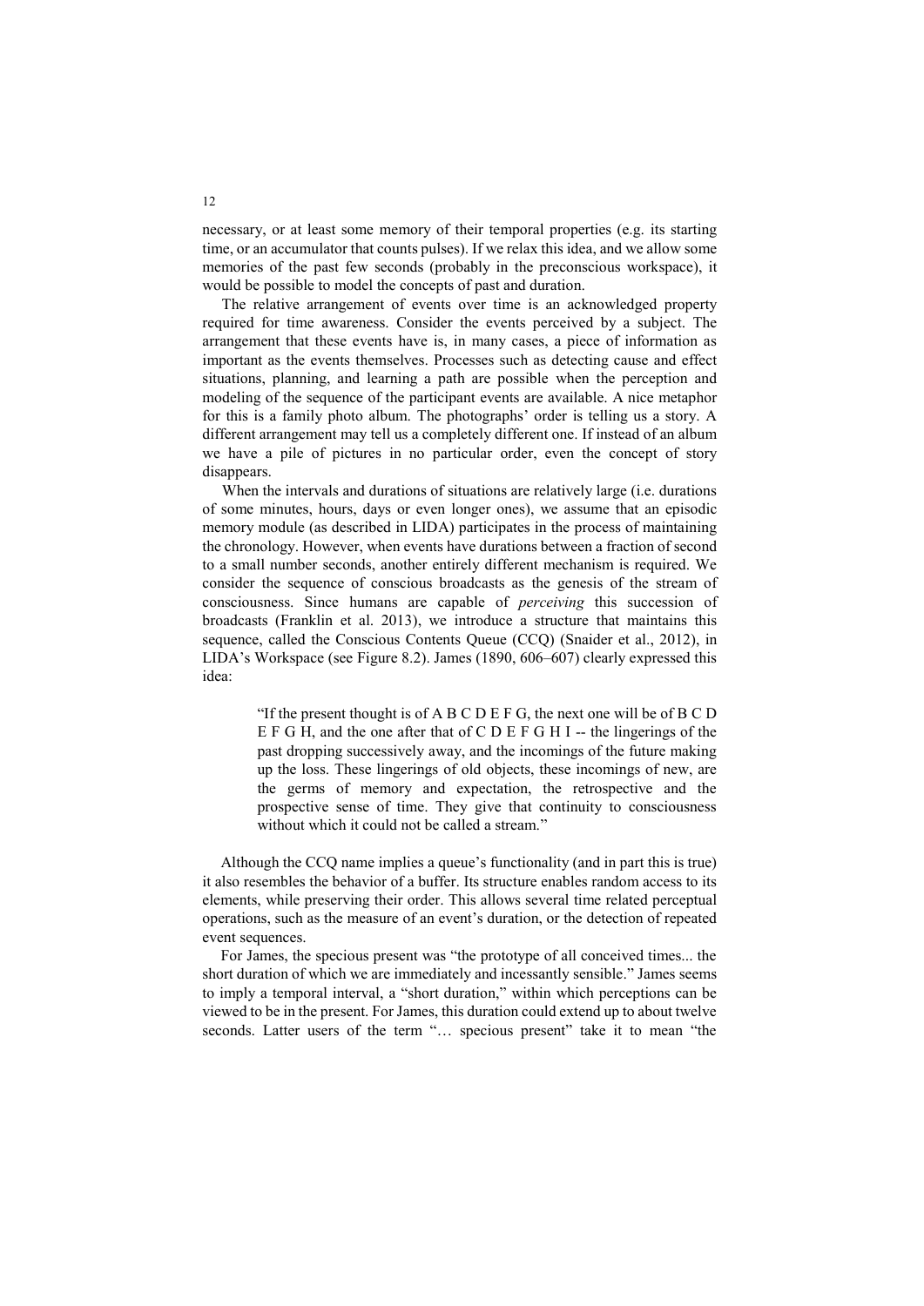necessary, or at least some memory of their temporal properties (e.g. its starting time, or an accumulator that counts pulses). If we relax this idea, and we allow some memories of the past few seconds (probably in the preconscious workspace), it would be possible to model the concepts of past and duration.

The relative arrangement of events over time is an acknowledged property required for time awareness. Consider the events perceived by a subject. The arrangement that these events have is, in many cases, a piece of information as important as the events themselves. Processes such as detecting cause and effect situations, planning, and learning a path are possible when the perception and modeling of the sequence of the participant events are available. A nice metaphor for this is a family photo album. The photographs' order is telling us a story. A different arrangement may tell us a completely different one. If instead of an album we have a pile of pictures in no particular order, even the concept of story disappears.

When the intervals and durations of situations are relatively large (i.e. durations of some minutes, hours, days or even longer ones), we assume that an episodic memory module (as described in LIDA) participates in the process of maintaining the chronology. However, when events have durations between a fraction of second to a small number seconds, another entirely different mechanism is required. We consider the sequence of conscious broadcasts as the genesis of the stream of consciousness. Since humans are capable of *perceiving* this succession of broadcasts (Franklin et al. 2013), we introduce a structure that maintains this sequence, called the Conscious Contents Queue (CCQ) (Snaider et al., 2012), in LIDA's Workspace (see Figure 8.2). James (1890, 606–607) clearly expressed this idea:

> "If the present thought is of A B C D E F G, the next one will be of B C D E F G H, and the one after that of C D E F G H I -- the lingerings of the past dropping successively away, and the incomings of the future making up the loss. These lingerings of old objects, these incomings of new, are the germs of memory and expectation, the retrospective and the prospective sense of time. They give that continuity to consciousness without which it could not be called a stream."

Although the CCQ name implies a queue's functionality (and in part this is true) it also resembles the behavior of a buffer. Its structure enables random access to its elements, while preserving their order. This allows several time related perceptual operations, such as the measure of an event's duration, or the detection of repeated event sequences.

For James, the specious present was "the prototype of all conceived times... the short duration of which we are immediately and incessantly sensible." James seems to imply a temporal interval, a "short duration," within which perceptions can be viewed to be in the present. For James, this duration could extend up to about twelve seconds. Latter users of the term "… specious present" take it to mean "the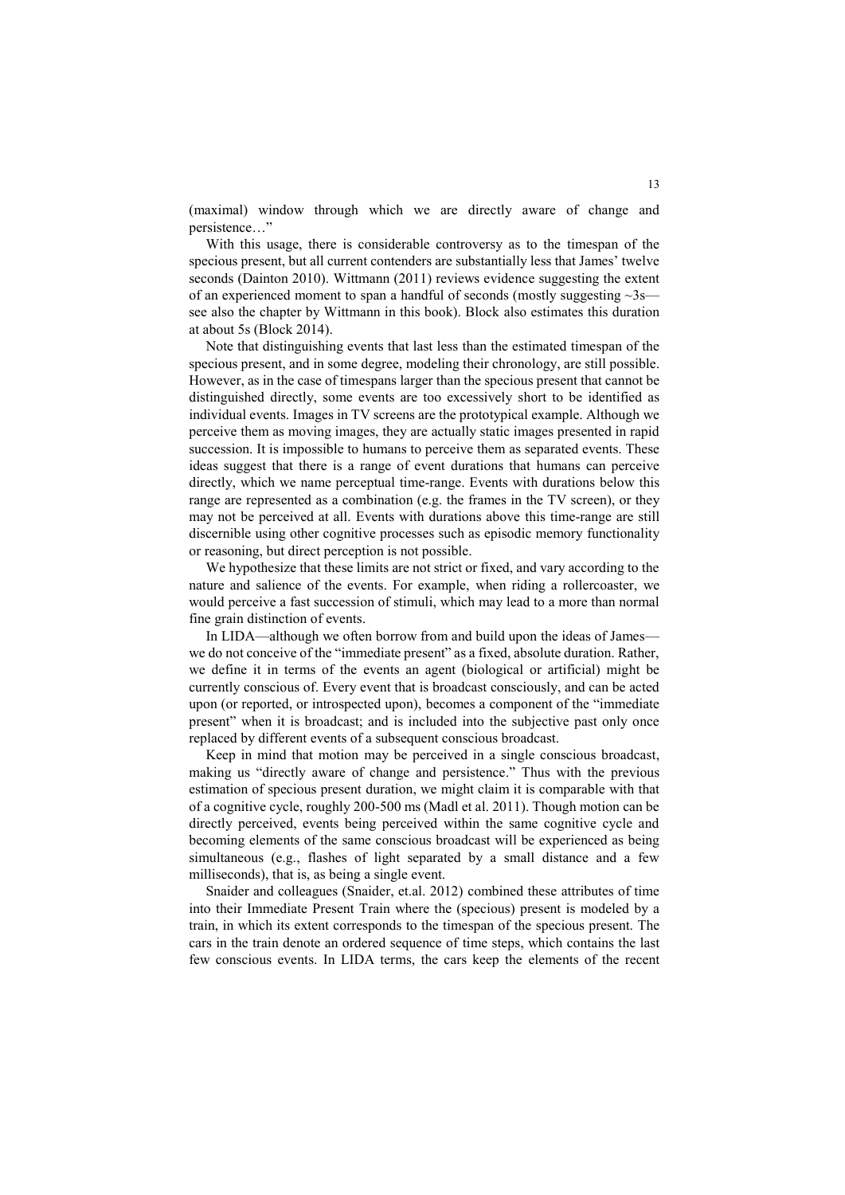(maximal) window through which we are directly aware of change and persistence…"

With this usage, there is considerable controversy as to the timespan of the specious present, but all current contenders are substantially less that James' twelve seconds (Dainton 2010). Wittmann (2011) reviews evidence suggesting the extent of an experienced moment to span a handful of seconds (mostly suggesting ~3s—see also the chapter by Wittmann in this book). Block also estimates this duration at about 5s (Block 2014).

Note that distinguishing events that last less than the estimated timespan of the specious present, and in some degree, modeling their chronology, are still possible. However, as in the case of timespans larger than the specious present that cannot be distinguished directly, some events are too excessively short to be identified as individual events. Images in TV screens are the prototypical example. Although we perceive them as moving images, they are actually static images presented in rapid succession. It is impossible to humans to perceive them as separated events. These ideas suggest that there is a range of event durations that humans can perceive directly, which we name perceptual time-range. Events with durations below this range are represented as a combination (e.g. the frames in the TV screen), or they may not be perceived at all. Events with durations above this time-range are still discernible using other cognitive processes such as episodic memory functionality or reasoning, but direct perception is not possible.

We hypothesize that these limits are not strict or fixed, and vary according to the nature and salience of the events. For example, when riding a rollercoaster, we would perceive a fast succession of stimuli, which may lead to a more than normal fine grain distinction of events.

In LIDA—although we often borrow from and build upon the ideas of James—we do not conceive of the "immediate present" as a fixed, absolute duration. Rather, we define it in terms of the events an agent (biological or artificial) might be currently conscious of. Every event that is broadcast consciously, and can be acted upon (or reported, or introspected upon), becomes a component of the "immediate present" when it is broadcast; and is included into the subjective past only once replaced by different events of a subsequent conscious broadcast.

Keep in mind that motion may be perceived in a single conscious broadcast, making us "directly aware of change and persistence." Thus with the previous estimation of specious present duration, we might claim it is comparable with that of a cognitive cycle, roughly 200-500 ms (Madl et al. 2011). Though motion can be directly perceived, events being perceived within the same cognitive cycle and becoming elements of the same conscious broadcast will be experienced as being simultaneous (e.g., flashes of light separated by a small distance and a few milliseconds), that is, as being a single event.

Snaider and colleagues (Snaider, et.al. 2012) combined these attributes of time into their Immediate Present Train where the (specious) present is modeled by a train, in which its extent corresponds to the timespan of the specious present. The cars in the train denote an ordered sequence of time steps, which contains the last few conscious events. In LIDA terms, the cars keep the elements of the recent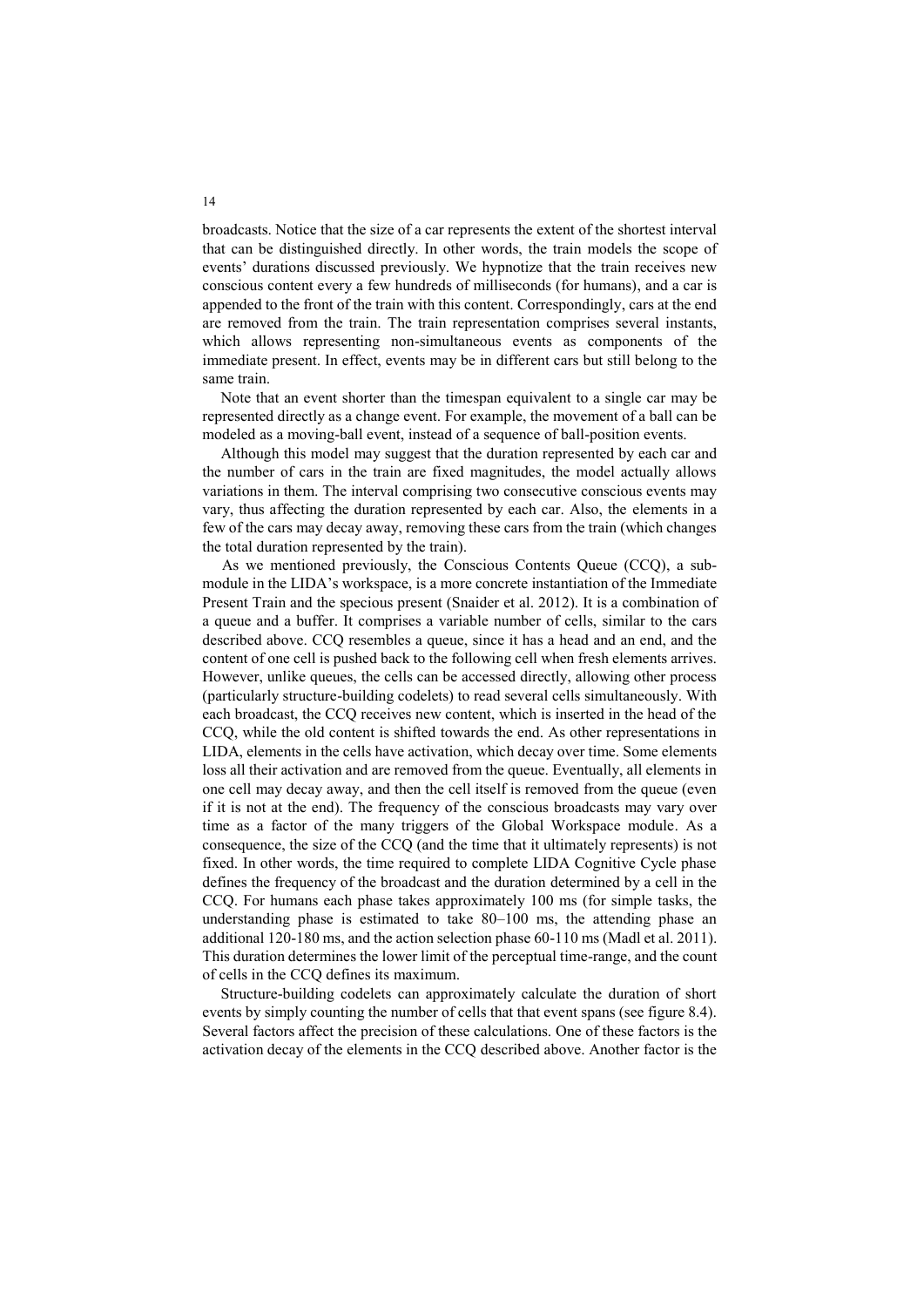broadcasts. Notice that the size of a car represents the extent of the shortest interval that can be distinguished directly. In other words, the train models the scope of events' durations discussed previously. We hypnotize that the train receives new conscious content every a few hundreds of milliseconds (for humans), and a car is appended to the front of the train with this content. Correspondingly, cars at the end are removed from the train. The train representation comprises several instants, which allows representing non-simultaneous events as components of the immediate present. In effect, events may be in different cars but still belong to the same train.

Note that an event shorter than the timespan equivalent to a single car may be represented directly as a change event. For example, the movement of a ball can be modeled as a moving-ball event, instead of a sequence of ball-position events.

Although this model may suggest that the duration represented by each car and the number of cars in the train are fixed magnitudes, the model actually allows variations in them. The interval comprising two consecutive conscious events may vary, thus affecting the duration represented by each car. Also, the elements in a few of the cars may decay away, removing these cars from the train (which changes the total duration represented by the train).

As we mentioned previously, the Conscious Contents Queue (CCQ), a sub-module in the LIDA's workspace, is a more concrete instantiation of the Immediate Present Train and the specious present (Snaider et al. 2012). It is a combination of a queue and a buffer. It comprises a variable number of cells, similar to the cars described above. CCQ resembles a queue, since it has a head and an end, and the content of one cell is pushed back to the following cell when fresh elements arrives. However, unlike queues, the cells can be accessed directly, allowing other process (particularly structure-building codelets) to read several cells simultaneously. With each broadcast, the CCQ receives new content, which is inserted in the head of the CCQ, while the old content is shifted towards the end. As other representations in LIDA, elements in the cells have activation, which decay over time. Some elements loss all their activation and are removed from the queue. Eventually, all elements in one cell may decay away, and then the cell itself is removed from the queue (even if it is not at the end). The frequency of the conscious broadcasts may vary over time as a factor of the many triggers of the Global Workspace module. As a consequence, the size of the CCQ (and the time that it ultimately represents) is not fixed. In other words, the time required to complete LIDA Cognitive Cycle phase defines the frequency of the broadcast and the duration determined by a cell in the CCQ. For humans each phase takes approximately 100 ms (for simple tasks, the understanding phase is estimated to take 80–100 ms, the attending phase an additional 120-180 ms, and the action selection phase 60-110 ms (Madl et al. 2011). This duration determines the lower limit of the perceptual time-range, and the count of cells in the CCQ defines its maximum.

Structure-building codelets can approximately calculate the duration of short events by simply counting the number of cells that that event spans (see figure 8.4). Several factors affect the precision of these calculations. One of these factors is the activation decay of the elements in the CCQ described above. Another factor is the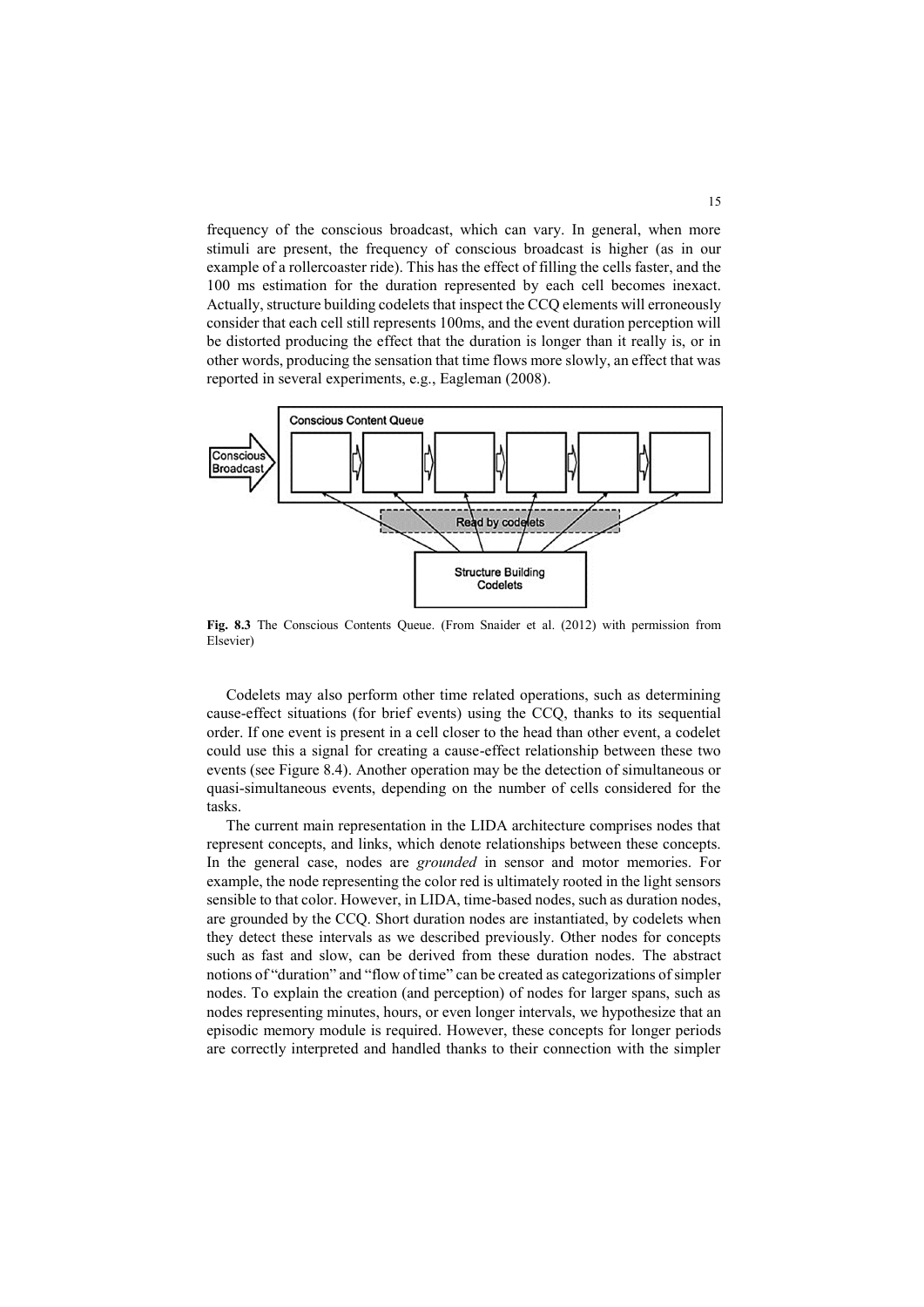frequency of the conscious broadcast, which can vary. In general, when more stimuli are present, the frequency of conscious broadcast is higher (as in our example of a rollercoaster ride). This has the effect of filling the cells faster, and the 100 ms estimation for the duration represented by each cell becomes inexact. Actually, structure building codelets that inspect the CCQ elements will erroneously consider that each cell still represents 100ms, and the event duration perception will be distorted producing the effect that the duration is longer than it really is, or in other words, producing the sensation that time flows more slowly, an effect that was reported in several experiments, e.g., Eagleman (2008).

**Fig. 8.3** The Conscious Contents Queue. (From Snaider et al. (2012) with permission from Elsevier)

Codelets may also perform other time related operations, such as determining cause-effect situations (for brief events) using the CCQ, thanks to its sequential order. If one event is present in a cell closer to the head than other event, a codelet could use this a signal for creating a cause-effect relationship between these two events (see Figure 8.4). Another operation may be the detection of simultaneous or quasi-simultaneous events, depending on the number of cells considered for the tasks.

The current main representation in the LIDA architecture comprises nodes that represent concepts, and links, which denote relationships between these concepts. In the general case, nodes are *grounded* in sensor and motor memories. For example, the node representing the color red is ultimately rooted in the light sensors sensible to that color. However, in LIDA, time-based nodes, such as duration nodes, are grounded by the CCQ. Short duration nodes are instantiated, by codelets when they detect these intervals as we described previously. Other nodes for concepts such as fast and slow, can be derived from these duration nodes. The abstract notions of "duration" and "flow of time" can be created as categorizations of simpler nodes. To explain the creation (and perception) of nodes for larger spans, such as nodes representing minutes, hours, or even longer intervals, we hypothesize that an episodic memory module is required. However, these concepts for longer periods are correctly interpreted and handled thanks to their connection with the simpler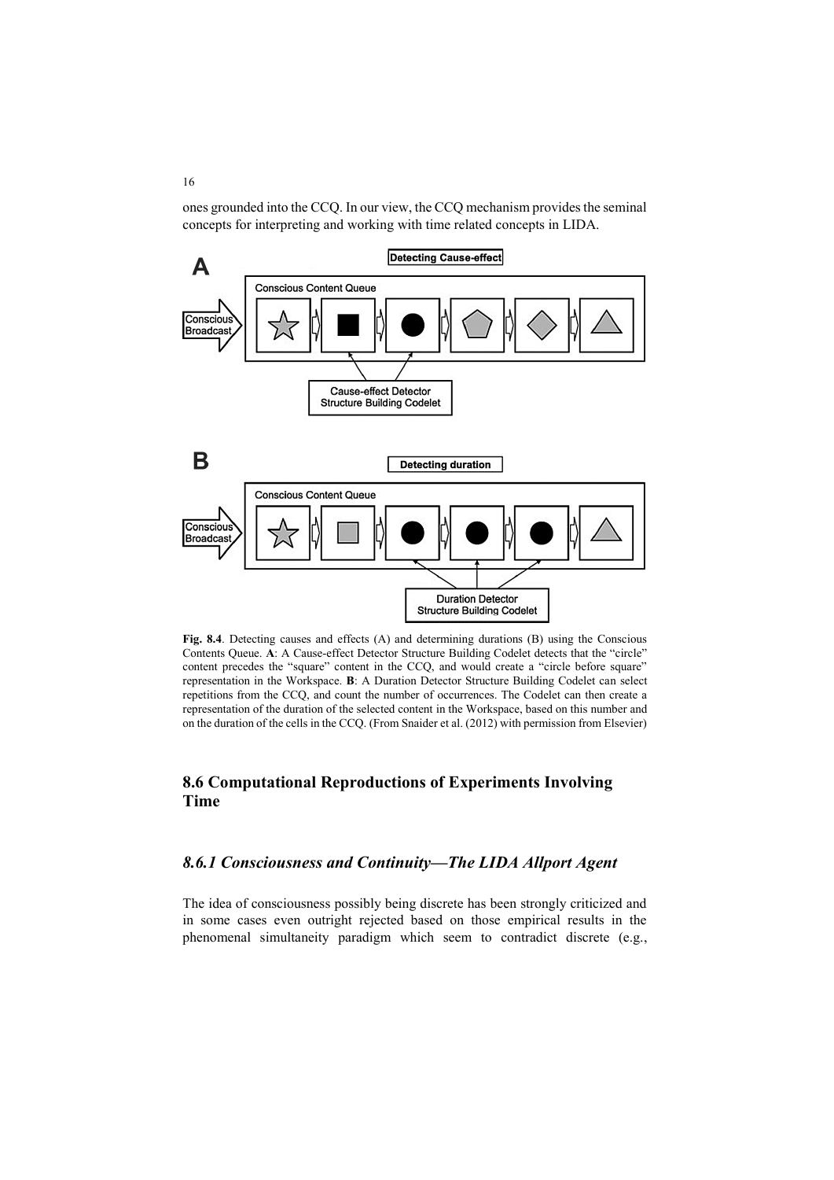ones grounded into the CCQ. In our view, the CCQ mechanism provides the seminal concepts for interpreting and working with time related concepts in LIDA.

**Fig. 8.4**. Detecting causes and effects (A) and determining durations (B) using the Conscious Contents Queue. **A**: A Cause-effect Detector Structure Building Codelet detects that the "circle" content precedes the "square" content in the CCQ, and would create a "circle before square" representation in the Workspace. **B**: A Duration Detector Structure Building Codelet can select repetitions from the CCQ, and count the number of occurrences. The Codelet can then create a representation of the duration of the selected content in the Workspace, based on this number and on the duration of the cells in the CCQ. (From Snaider et al. (2012) with permission from Elsevier)

## 8.6 Computational Reproductions of Experiments Involving Time

### *8.6.1 Consciousness and Continuity—The LIDA Allport Agent*

The idea of consciousness possibly being discrete has been strongly criticized and in some cases even outright rejected based on those empirical results in the phenomenal simultaneity paradigm which seem to contradict discrete (e.g.,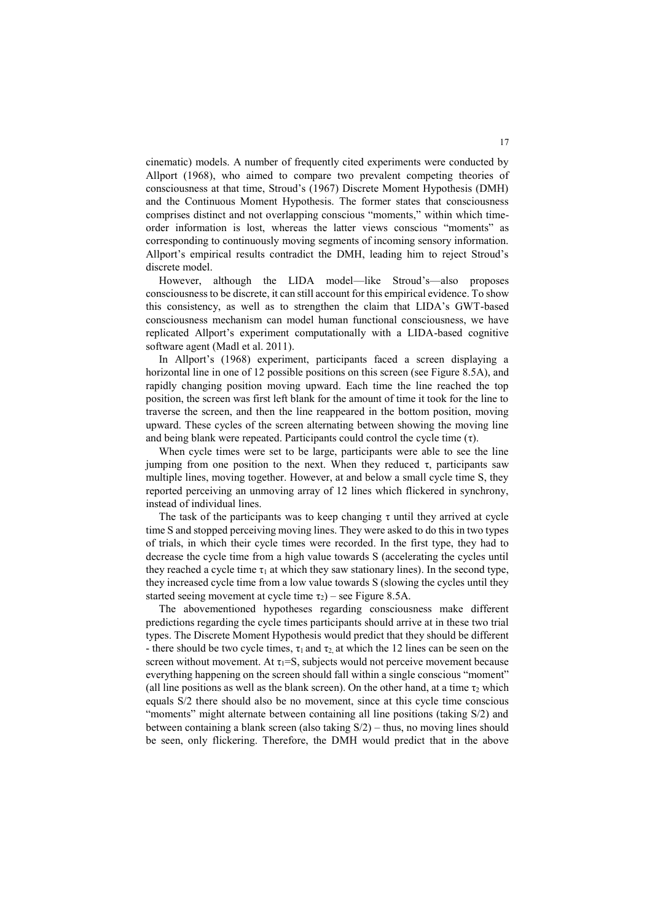cinematic) models. A number of frequently cited experiments were conducted by Allport (1968), who aimed to compare two prevalent competing theories of consciousness at that time, Stroud's (1967) Discrete Moment Hypothesis (DMH) and the Continuous Moment Hypothesis. The former states that consciousness comprises distinct and not overlapping conscious "moments," within which time-order information is lost, whereas the latter views conscious "moments" as corresponding to continuously moving segments of incoming sensory information. Allport's empirical results contradict the DMH, leading him to reject Stroud's discrete model.

However, although the LIDA model—like Stroud's—also proposes consciousness to be discrete, it can still account for this empirical evidence. To show this consistency, as well as to strengthen the claim that LIDA's GWT-based consciousness mechanism can model human functional consciousness, we have replicated Allport's experiment computationally with a LIDA-based cognitive software agent (Madl et al. 2011).

In Allport's (1968) experiment, participants faced a screen displaying a horizontal line in one of 12 possible positions on this screen (see Figure 8.5A), and rapidly changing position moving upward. Each time the line reached the top position, the screen was first left blank for the amount of time it took for the line to traverse the screen, and then the line reappeared in the bottom position, moving upward. These cycles of the screen alternating between showing the moving line and being blank were repeated. Participants could control the cycle time ($\tau$).

When cycle times were set to be large, participants were able to see the line jumping from one position to the next. When they reduced $\tau$, participants saw multiple lines, moving together. However, at and below a small cycle time S, they reported perceiving an unmoving array of 12 lines which flickered in synchrony, instead of individual lines.

The task of the participants was to keep changing $\tau$ until they arrived at cycle time S and stopped perceiving moving lines. They were asked to do this in two types of trials, in which their cycle times were recorded. In the first type, they had to decrease the cycle time from a high value towards S (accelerating the cycles until they reached a cycle time $\tau_1$ at which they saw stationary lines). In the second type, they increased cycle time from a low value towards S (slowing the cycles until they started seeing movement at cycle time $\tau_2$) – see Figure 8.5A.

The abovementioned hypotheses regarding consciousness make different predictions regarding the cycle times participants should arrive at in these two trial types. The Discrete Moment Hypothesis would predict that they should be different - there should be two cycle times, $\tau_1$ and $\tau_2$, at which the 12 lines can be seen on the screen without movement. At $\tau_1$=S, subjects would not perceive movement because everything happening on the screen should fall within a single conscious "moment" (all line positions as well as the blank screen). On the other hand, at a time $\tau_2$ which equals S/2 there should also be no movement, since at this cycle time conscious "moments" might alternate between containing all line positions (taking S/2) and between containing a blank screen (also taking S/2) – thus, no moving lines should be seen, only flickering. Therefore, the DMH would predict that in the above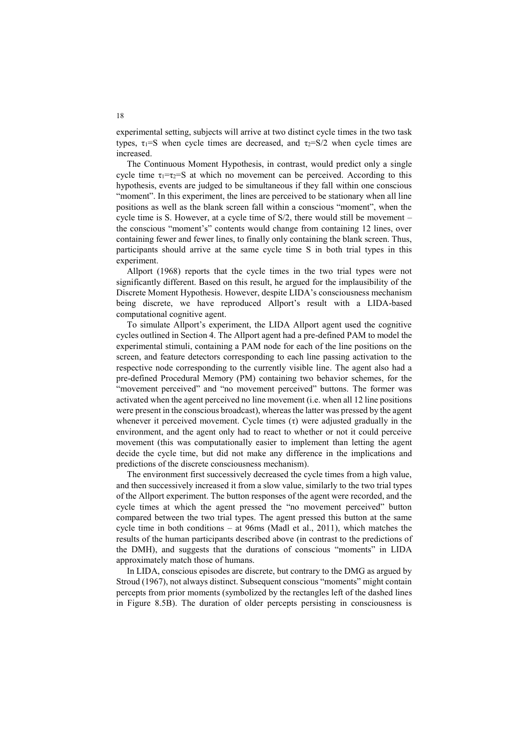experimental setting, subjects will arrive at two distinct cycle times in the two task types, $\tau_1$=S when cycle times are decreased, and $\tau_2$=S/2 when cycle times are increased.

The Continuous Moment Hypothesis, in contrast, would predict only a single cycle time $\tau_1=\tau_2$=S at which no movement can be perceived. According to this hypothesis, events are judged to be simultaneous if they fall within one conscious "moment". In this experiment, the lines are perceived to be stationary when all line positions as well as the blank screen fall within a conscious "moment", when the cycle time is S. However, at a cycle time of S/2, there would still be movement – the conscious "moment's" contents would change from containing 12 lines, over containing fewer and fewer lines, to finally only containing the blank screen. Thus, participants should arrive at the same cycle time S in both trial types in this experiment.

Allport (1968) reports that the cycle times in the two trial types were not significantly different. Based on this result, he argued for the implausibility of the Discrete Moment Hypothesis. However, despite LIDA's consciousness mechanism being discrete, we have reproduced Allport's result with a LIDA-based computational cognitive agent.

To simulate Allport's experiment, the LIDA Allport agent used the cognitive cycles outlined in Section 4. The Allport agent had a pre-defined PAM to model the experimental stimuli, containing a PAM node for each of the line positions on the screen, and feature detectors corresponding to each line passing activation to the respective node corresponding to the currently visible line. The agent also had a pre-defined Procedural Memory (PM) containing two behavior schemes, for the "movement perceived" and "no movement perceived" buttons. The former was activated when the agent perceived no line movement (i.e. when all 12 line positions were present in the conscious broadcast), whereas the latter was pressed by the agent whenever it perceived movement. Cycle times ($\tau$) were adjusted gradually in the environment, and the agent only had to react to whether or not it could perceive movement (this was computationally easier to implement than letting the agent decide the cycle time, but did not make any difference in the implications and predictions of the discrete consciousness mechanism).

The environment first successively decreased the cycle times from a high value, and then successively increased it from a slow value, similarly to the two trial types of the Allport experiment. The button responses of the agent were recorded, and the cycle times at which the agent pressed the "no movement perceived" button compared between the two trial types. The agent pressed this button at the same cycle time in both conditions – at 96ms (Madl et al., 2011), which matches the results of the human participants described above (in contrast to the predictions of the DMH), and suggests that the durations of conscious "moments" in LIDA approximately match those of humans.

In LIDA, conscious episodes are discrete, but contrary to the DMG as argued by Stroud (1967), not always distinct. Subsequent conscious "moments" might contain percepts from prior moments (symbolized by the rectangles left of the dashed lines in Figure 8.5B). The duration of older percepts persisting in consciousness is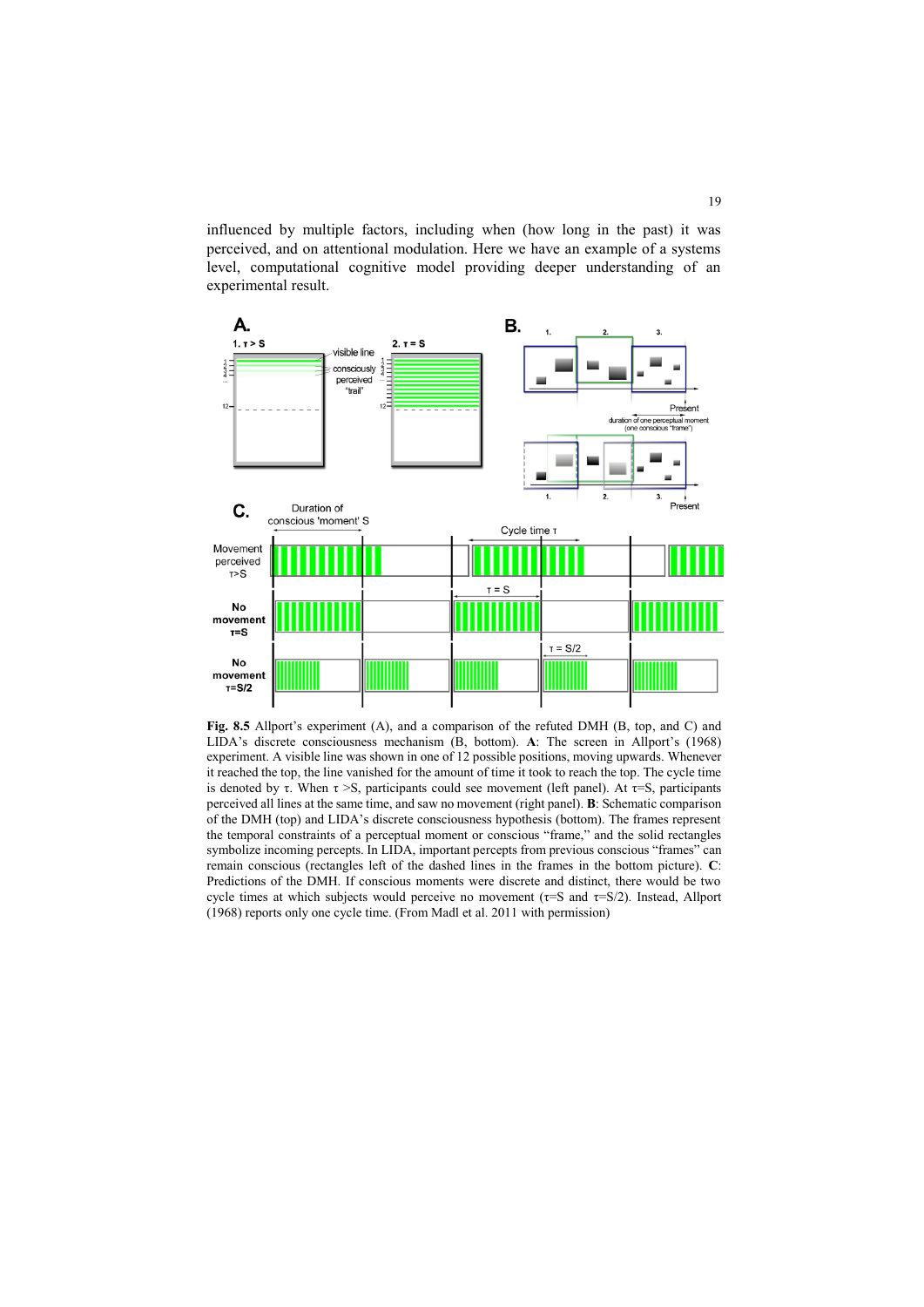influenced by multiple factors, including when (how long in the past) it was perceived, and on attentional modulation. Here we have an example of a systems level, computational cognitive model providing deeper understanding of an experimental result.

**Fig. 8.5** Allport's experiment (A), and a comparison of the refuted DMH (B, top, and C) and LIDA's discrete consciousness mechanism (B, bottom). **A**: The screen in Allport's (1968) experiment. A visible line was shown in one of 12 possible positions, moving upwards. Whenever it reached the top, the line vanished for the amount of time it took to reach the top. The cycle time is denoted by τ. When τ >S, participants could see movement (left panel). At τ=S, participants perceived all lines at the same time, and saw no movement (right panel). **B**: Schematic comparison of the DMH (top) and LIDA's discrete consciousness hypothesis (bottom). The frames represent the temporal constraints of a perceptual moment or conscious "frame," and the solid rectangles symbolize incoming percepts. In LIDA, important percepts from previous conscious "frames" can remain conscious (rectangles left of the dashed lines in the frames in the bottom picture). **C**: Predictions of the DMH. If conscious moments were discrete and distinct, there would be two cycle times at which subjects would perceive no movement (τ=S and τ=S/2). Instead, Allport (1968) reports only one cycle time. (From Madl et al. 2011 with permission)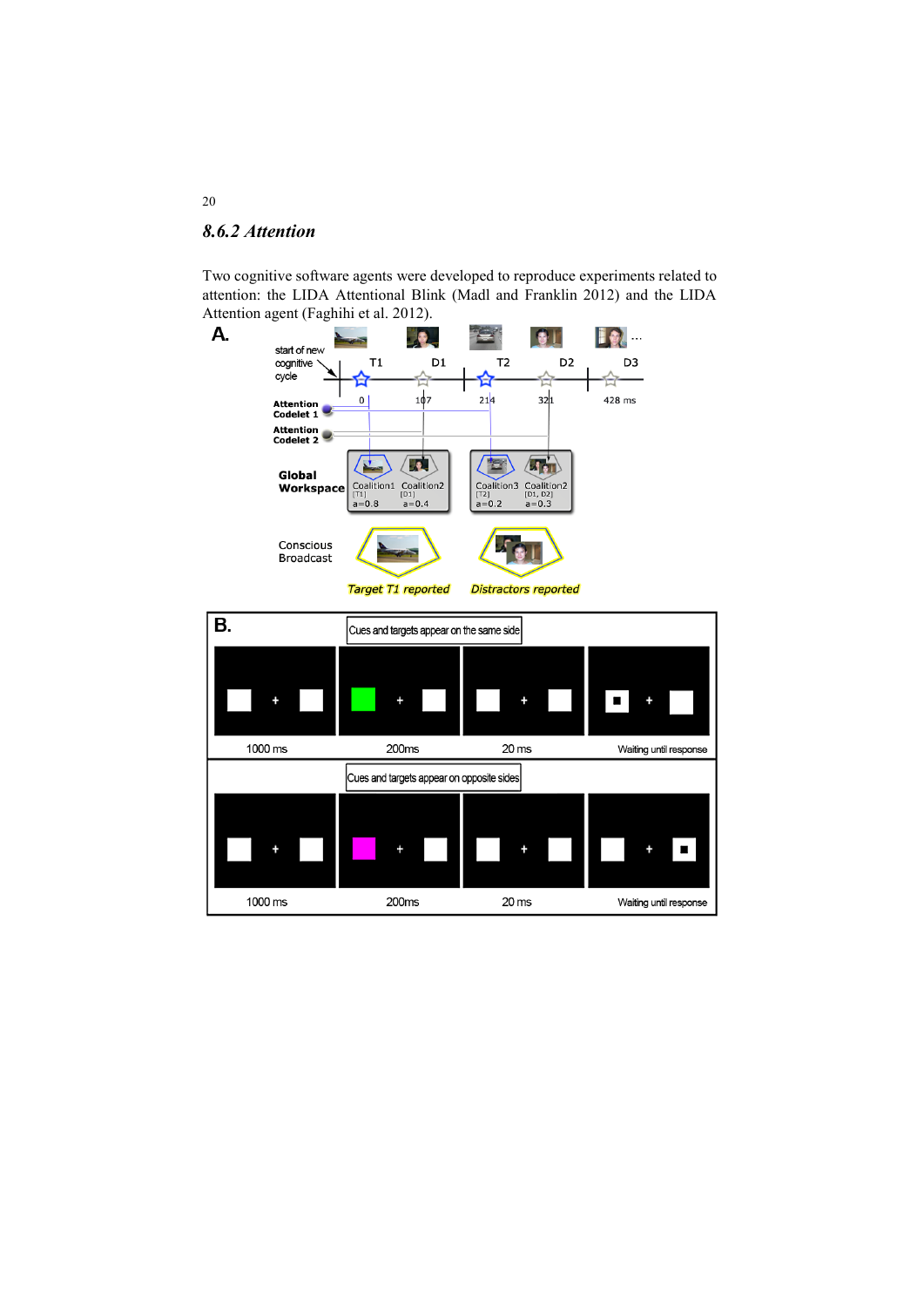### *8.6.2 Attention*

Two cognitive software agents were developed to reproduce experiments related to attention: the LIDA Attentional Blink (Madl and Franklin 2012) and the LIDA Attention agent (Faghihi et al. 2012).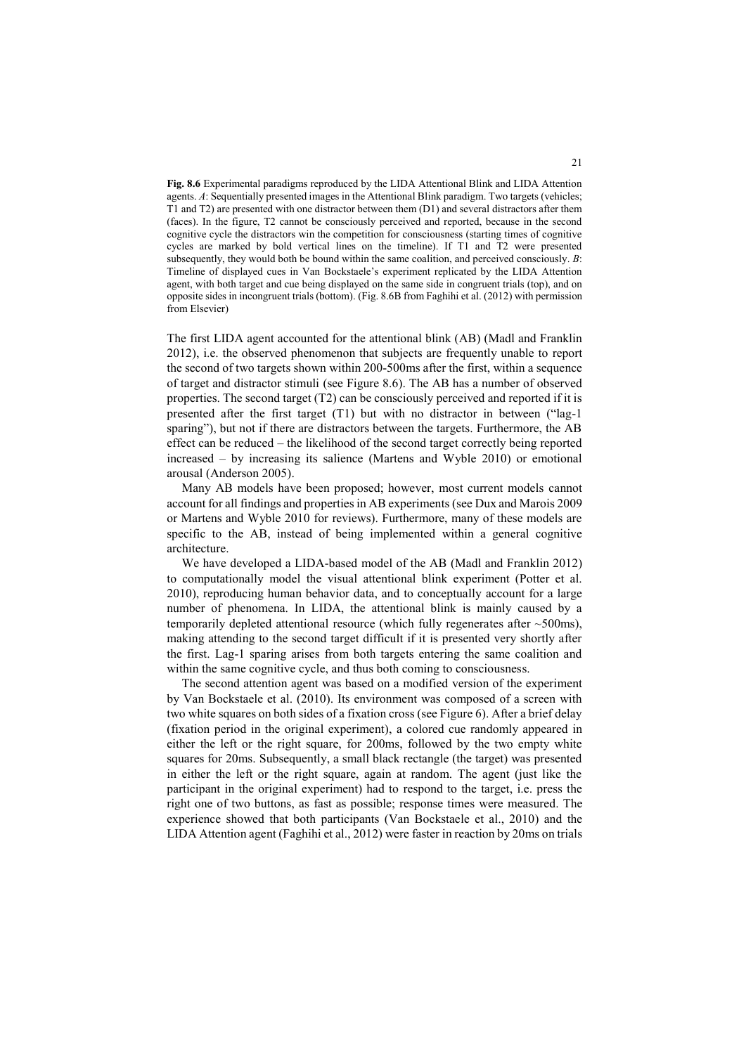**Fig. 8.6** Experimental paradigms reproduced by the LIDA Attentional Blink and LIDA Attention agents. *A*: Sequentially presented images in the Attentional Blink paradigm. Two targets (vehicles; T1 and T2) are presented with one distractor between them (D1) and several distractors after them (faces). In the figure, T2 cannot be consciously perceived and reported, because in the second cognitive cycle the distractors win the competition for consciousness (starting times of cognitive cycles are marked by bold vertical lines on the timeline). If T1 and T2 were presented subsequently, they would both be bound within the same coalition, and perceived consciously. *B*: Timeline of displayed cues in Van Bockstaele's experiment replicated by the LIDA Attention agent, with both target and cue being displayed on the same side in congruent trials (top), and on opposite sides in incongruent trials (bottom). (Fig. 8.6B from Faghihi et al. (2012) with permission from Elsevier)

The first LIDA agent accounted for the attentional blink (AB) (Madl and Franklin 2012), i.e. the observed phenomenon that subjects are frequently unable to report the second of two targets shown within 200-500ms after the first, within a sequence of target and distractor stimuli (see Figure 8.6). The AB has a number of observed properties. The second target (T2) can be consciously perceived and reported if it is presented after the first target (T1) but with no distractor in between ("lag-1 sparing"), but not if there are distractors between the targets. Furthermore, the AB effect can be reduced – the likelihood of the second target correctly being reported increased – by increasing its salience (Martens and Wyble 2010) or emotional arousal (Anderson 2005).

Many AB models have been proposed; however, most current models cannot account for all findings and properties in AB experiments (see Dux and Marois 2009 or Martens and Wyble 2010 for reviews). Furthermore, many of these models are specific to the AB, instead of being implemented within a general cognitive architecture.

We have developed a LIDA-based model of the AB (Madl and Franklin 2012) to computationally model the visual attentional blink experiment (Potter et al. 2010), reproducing human behavior data, and to conceptually account for a large number of phenomena. In LIDA, the attentional blink is mainly caused by a temporarily depleted attentional resource (which fully regenerates after ~500ms), making attending to the second target difficult if it is presented very shortly after the first. Lag-1 sparing arises from both targets entering the same coalition and within the same cognitive cycle, and thus both coming to consciousness.

The second attention agent was based on a modified version of the experiment by Van Bockstaele et al. (2010). Its environment was composed of a screen with two white squares on both sides of a fixation cross (see Figure 6). After a brief delay (fixation period in the original experiment), a colored cue randomly appeared in either the left or the right square, for 200ms, followed by the two empty white squares for 20ms. Subsequently, a small black rectangle (the target) was presented in either the left or the right square, again at random. The agent (just like the participant in the original experiment) had to respond to the target, i.e. press the right one of two buttons, as fast as possible; response times were measured. The experience showed that both participants (Van Bockstaele et al., 2010) and the LIDA Attention agent (Faghihi et al., 2012) were faster in reaction by 20ms on trials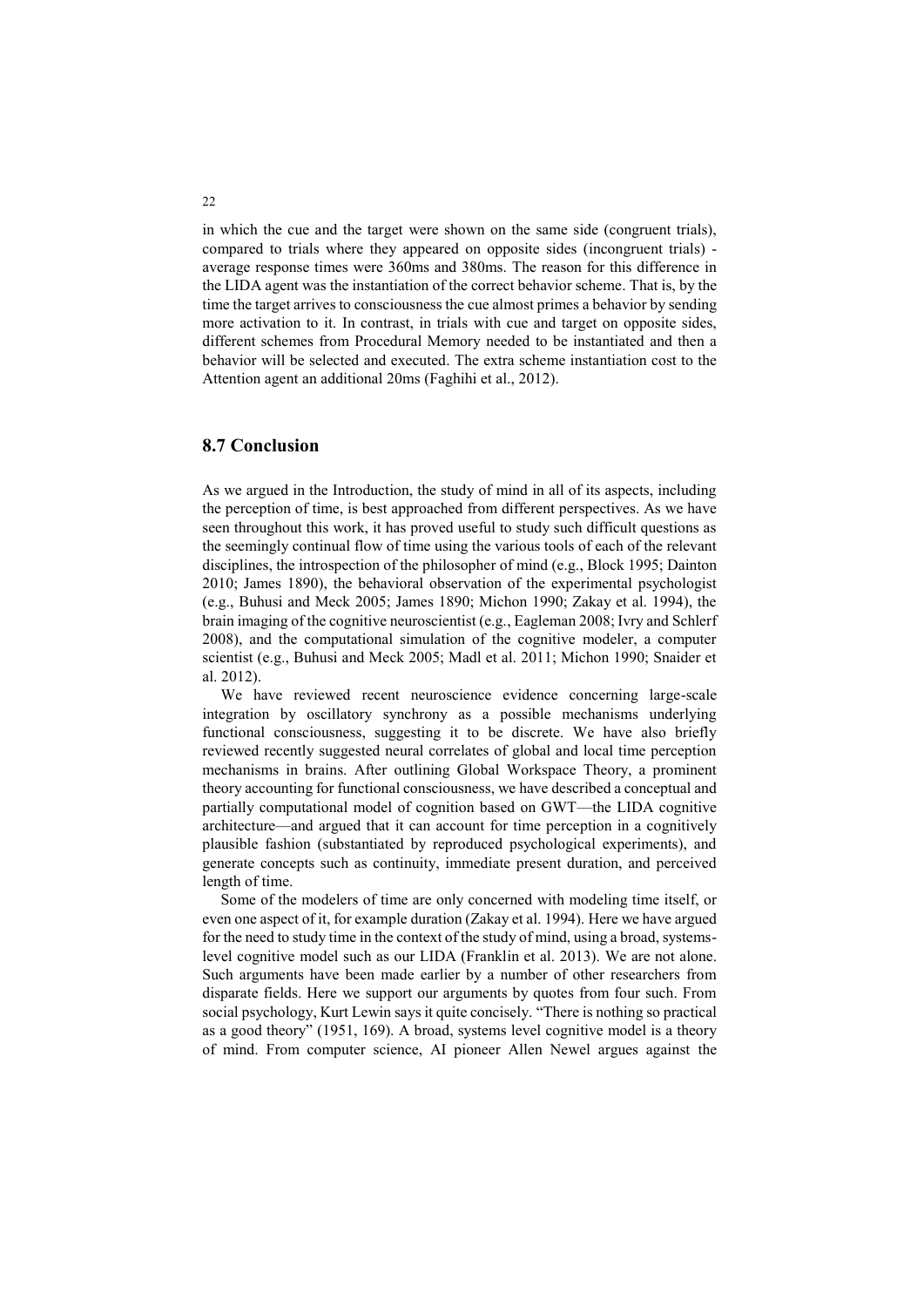in which the cue and the target were shown on the same side (congruent trials), compared to trials where they appeared on opposite sides (incongruent trials) - average response times were 360ms and 380ms. The reason for this difference in the LIDA agent was the instantiation of the correct behavior scheme. That is, by the time the target arrives to consciousness the cue almost primes a behavior by sending more activation to it. In contrast, in trials with cue and target on opposite sides, different schemes from Procedural Memory needed to be instantiated and then a behavior will be selected and executed. The extra scheme instantiation cost to the Attention agent an additional 20ms (Faghihi et al., 2012).

## 8.7 Conclusion

As we argued in the Introduction, the study of mind in all of its aspects, including the perception of time, is best approached from different perspectives. As we have seen throughout this work, it has proved useful to study such difficult questions as the seemingly continual flow of time using the various tools of each of the relevant disciplines, the introspection of the philosopher of mind (e.g., Block 1995; Dainton 2010; James 1890), the behavioral observation of the experimental psychologist (e.g., Buhusi and Meck 2005; James 1890; Michon 1990; Zakay et al. 1994), the brain imaging of the cognitive neuroscientist (e.g., Eagleman 2008; Ivry and Schlerf 2008), and the computational simulation of the cognitive modeler, a computer scientist (e.g., Buhusi and Meck 2005; Madl et al. 2011; Michon 1990; Snaider et al. 2012).

We have reviewed recent neuroscience evidence concerning large-scale integration by oscillatory synchrony as a possible mechanisms underlying functional consciousness, suggesting it to be discrete. We have also briefly reviewed recently suggested neural correlates of global and local time perception mechanisms in brains. After outlining Global Workspace Theory, a prominent theory accounting for functional consciousness, we have described a conceptual and partially computational model of cognition based on GWT—the LIDA cognitive architecture—and argued that it can account for time perception in a cognitively plausible fashion (substantiated by reproduced psychological experiments), and generate concepts such as continuity, immediate present duration, and perceived length of time.

Some of the modelers of time are only concerned with modeling time itself, or even one aspect of it, for example duration (Zakay et al. 1994). Here we have argued for the need to study time in the context of the study of mind, using a broad, systems-level cognitive model such as our LIDA (Franklin et al. 2013). We are not alone. Such arguments have been made earlier by a number of other researchers from disparate fields. Here we support our arguments by quotes from four such. From social psychology, Kurt Lewin says it quite concisely. "There is nothing so practical as a good theory" (1951, 169). A broad, systems level cognitive model is a theory of mind. From computer science, AI pioneer Allen Newel argues against the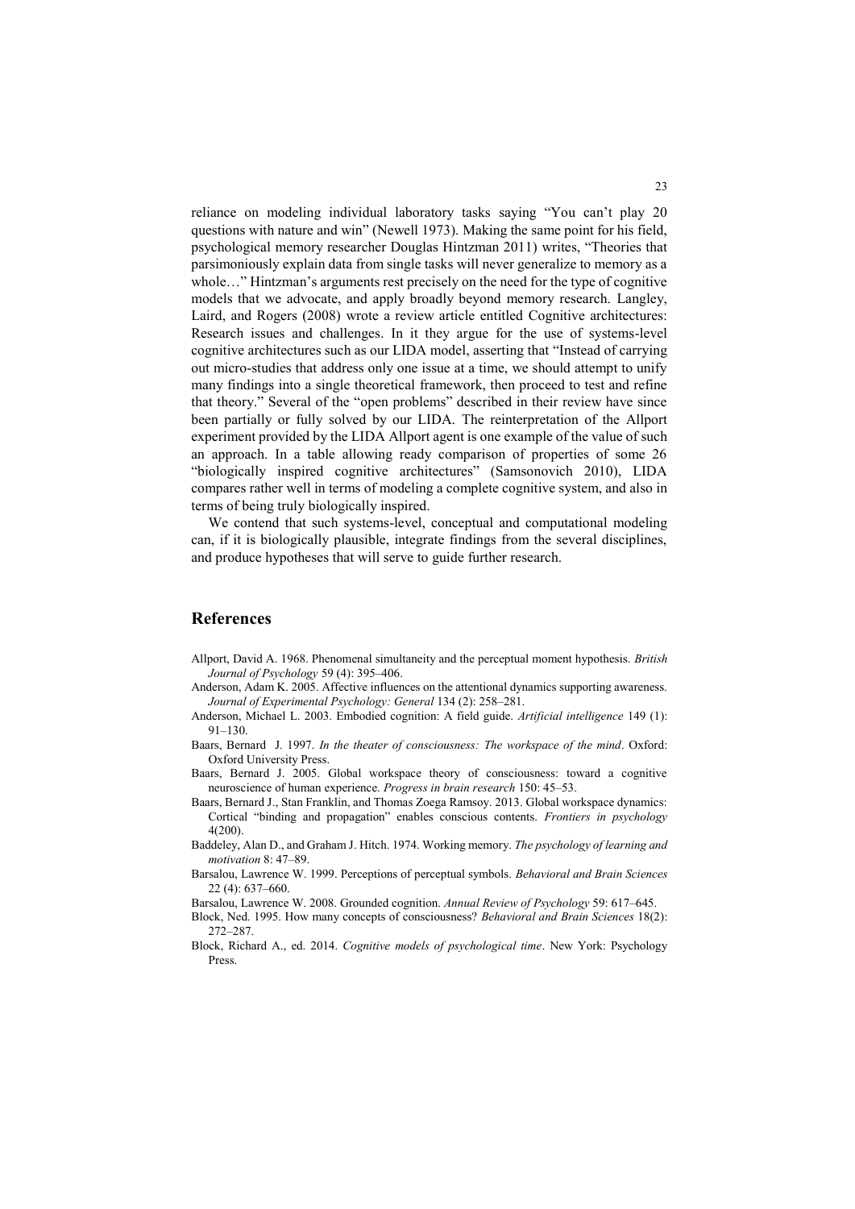reliance on modeling individual laboratory tasks saying "You can't play 20 questions with nature and win" (Newell 1973). Making the same point for his field, psychological memory researcher Douglas Hintzman 2011) writes, "Theories that parsimoniously explain data from single tasks will never generalize to memory as a whole…" Hintzman's arguments rest precisely on the need for the type of cognitive models that we advocate, and apply broadly beyond memory research. Langley, Laird, and Rogers (2008) wrote a review article entitled Cognitive architectures: Research issues and challenges. In it they argue for the use of systems-level cognitive architectures such as our LIDA model, asserting that "Instead of carrying out micro-studies that address only one issue at a time, we should attempt to unify many findings into a single theoretical framework, then proceed to test and refine that theory." Several of the "open problems" described in their review have since been partially or fully solved by our LIDA. The reinterpretation of the Allport experiment provided by the LIDA Allport agent is one example of the value of such an approach. In a table allowing ready comparison of properties of some 26 "biologically inspired cognitive architectures" (Samsonovich 2010), LIDA compares rather well in terms of modeling a complete cognitive system, and also in terms of being truly biologically inspired.

We contend that such systems-level, conceptual and computational modeling can, if it is biologically plausible, integrate findings from the several disciplines, and produce hypotheses that will serve to guide further research.

## References

Allport, David A. 1968. Phenomenal simultaneity and the perceptual moment hypothesis. *British Journal of Psychology* 59 (4): 395–406.

Anderson, Adam K. 2005. Affective influences on the attentional dynamics supporting awareness. *Journal of Experimental Psychology: General* 134 (2): 258–281.

Anderson, Michael L. 2003. Embodied cognition: A field guide. *Artificial intelligence* 149 (1): 91–130.

Baars, Bernard J. 1997. *In the theater of consciousness: The workspace of the mind*. Oxford: Oxford University Press.

Baars, Bernard J. 2005. Global workspace theory of consciousness: toward a cognitive neuroscience of human experience. *Progress in brain research* 150: 45–53.

Baars, Bernard J., Stan Franklin, and Thomas Zoega Ramsoy. 2013. Global workspace dynamics: Cortical "binding and propagation" enables conscious contents. *Frontiers in psychology* 4(200).

Baddeley, Alan D., and Graham J. Hitch. 1974. Working memory. *The psychology of learning and motivation* 8: 47–89.

Barsalou, Lawrence W. 1999. Perceptions of perceptual symbols. *Behavioral and Brain Sciences* 22 (4): 637–660.

Barsalou, Lawrence W. 2008. Grounded cognition. *Annual Review of Psychology* 59: 617–645.

Block, Ned. 1995. How many concepts of consciousness? *Behavioral and Brain Sciences* 18(2): 272–287.

Block, Richard A., ed. 2014. *Cognitive models of psychological time*. New York: Psychology Press.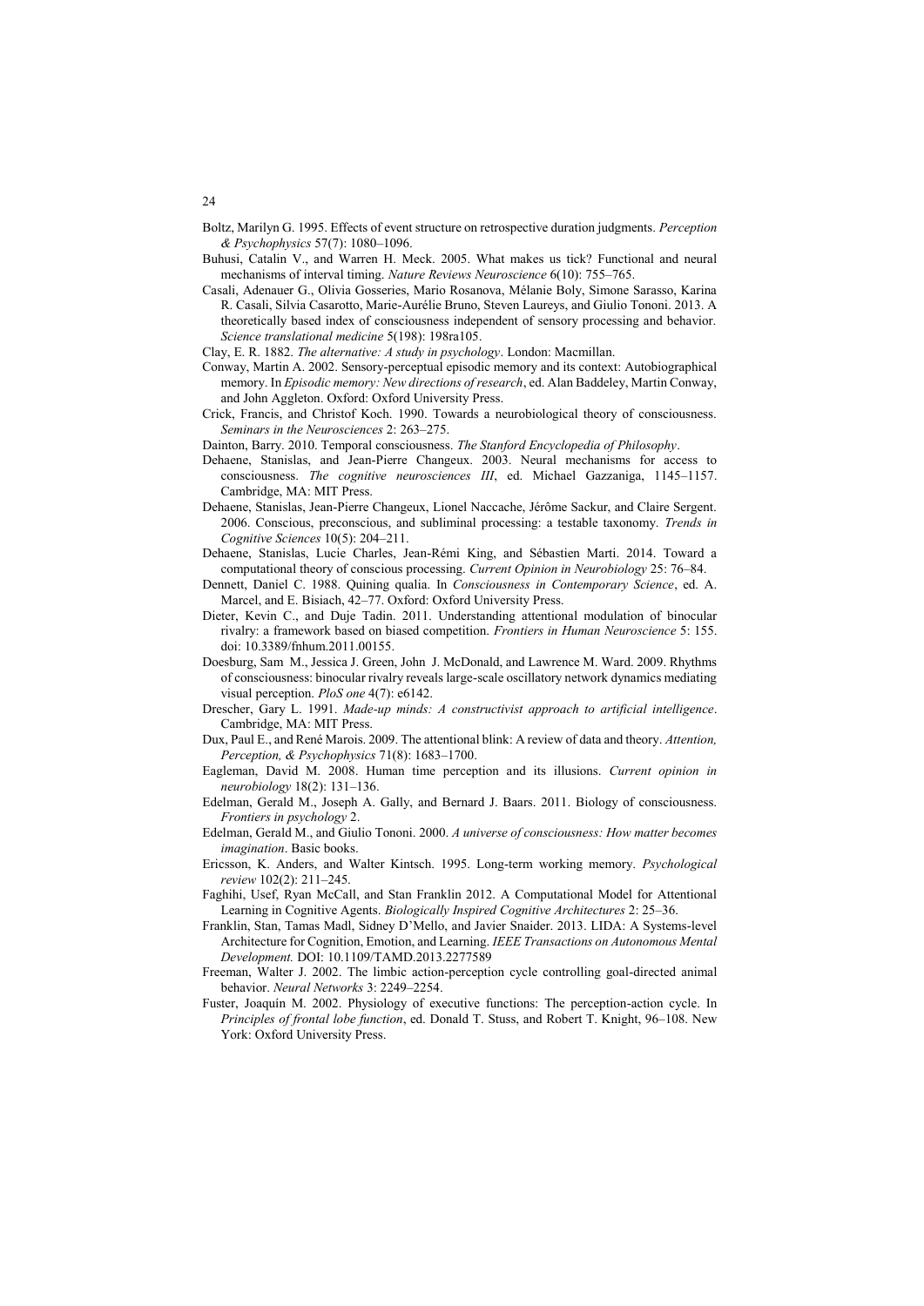Boltz, Marilyn G. 1995. Effects of event structure on retrospective duration judgments. *Perception & Psychophysics* 57(7): 1080–1096.

Buhusi, Catalin V., and Warren H. Meck. 2005. What makes us tick? Functional and neural mechanisms of interval timing. *Nature Reviews Neuroscience* 6(10): 755–765.

Casali, Adenauer G., Olivia Gosseries, Mario Rosanova, Mélanie Boly, Simone Sarasso, Karina R. Casali, Silvia Casarotto, Marie-Aurélie Bruno, Steven Laureys, and Giulio Tononi. 2013. A theoretically based index of consciousness independent of sensory processing and behavior. *Science translational medicine* 5(198): 198ra105.

Clay, E. R. 1882. *The alternative: A study in psychology*. London: Macmillan.

Conway, Martin A. 2002. Sensory-perceptual episodic memory and its context: Autobiographical memory. In *Episodic memory: New directions of research*, ed. Alan Baddeley, Martin Conway, and John Aggleton. Oxford: Oxford University Press.

Crick, Francis, and Christof Koch. 1990. Towards a neurobiological theory of consciousness. *Seminars in the Neurosciences* 2: 263–275.

Dainton, Barry. 2010. Temporal consciousness. *The Stanford Encyclopedia of Philosophy*.

Dehaene, Stanislas, and Jean-Pierre Changeux. 2003. Neural mechanisms for access to consciousness. *The cognitive neurosciences III*, ed. Michael Gazzaniga, 1145–1157. Cambridge, MA: MIT Press.

Dehaene, Stanislas, Jean-Pierre Changeux, Lionel Naccache, Jérôme Sackur, and Claire Sergent. 2006. Conscious, preconscious, and subliminal processing: a testable taxonomy. *Trends in Cognitive Sciences* 10(5): 204–211.

Dehaene, Stanislas, Lucie Charles, Jean-Rémi King, and Sébastien Marti. 2014. Toward a computational theory of conscious processing. *Current Opinion in Neurobiology* 25: 76–84.

Dennett, Daniel C. 1988. Quining qualia. In *Consciousness in Contemporary Science*, ed. A. Marcel, and E. Bisiach, 42–77. Oxford: Oxford University Press.

Dieter, Kevin C., and Duje Tadin. 2011. Understanding attentional modulation of binocular rivalry: a framework based on biased competition. *Frontiers in Human Neuroscience* 5: 155. doi: 10.3389/fnhum.2011.00155.

Doesburg, Sam M., Jessica J. Green, John J. McDonald, and Lawrence M. Ward. 2009. Rhythms of consciousness: binocular rivalry reveals large-scale oscillatory network dynamics mediating visual perception. *PloS one* 4(7): e6142.

Drescher, Gary L. 1991. *Made-up minds: A constructivist approach to artificial intelligence*. Cambridge, MA: MIT Press.

Dux, Paul E., and René Marois. 2009. The attentional blink: A review of data and theory. *Attention, Perception, & Psychophysics* 71(8): 1683–1700.

Eagleman, David M. 2008. Human time perception and its illusions. *Current opinion in neurobiology* 18(2): 131–136.

Edelman, Gerald M., Joseph A. Gally, and Bernard J. Baars. 2011. Biology of consciousness. *Frontiers in psychology* 2.

Edelman, Gerald M., and Giulio Tononi. 2000. *A universe of consciousness: How matter becomes imagination*. Basic books.

Ericsson, K. Anders, and Walter Kintsch. 1995. Long-term working memory. *Psychological review* 102(2): 211–245.

Faghihi, Usef, Ryan McCall, and Stan Franklin 2012. A Computational Model for Attentional Learning in Cognitive Agents. *Biologically Inspired Cognitive Architectures* 2: 25–36.

Franklin, Stan, Tamas Madl, Sidney D'Mello, and Javier Snaider. 2013. LIDA: A Systems-level Architecture for Cognition, Emotion, and Learning. *IEEE Transactions on Autonomous Mental Development.* DOI: 10.1109/TAMD.2013.2277589

Freeman, Walter J. 2002. The limbic action-perception cycle controlling goal-directed animal behavior. *Neural Networks* 3: 2249–2254.

Fuster, Joaquín M. 2002. Physiology of executive functions: The perception-action cycle. In *Principles of frontal lobe function*, ed. Donald T. Stuss, and Robert T. Knight, 96–108. New York: Oxford University Press.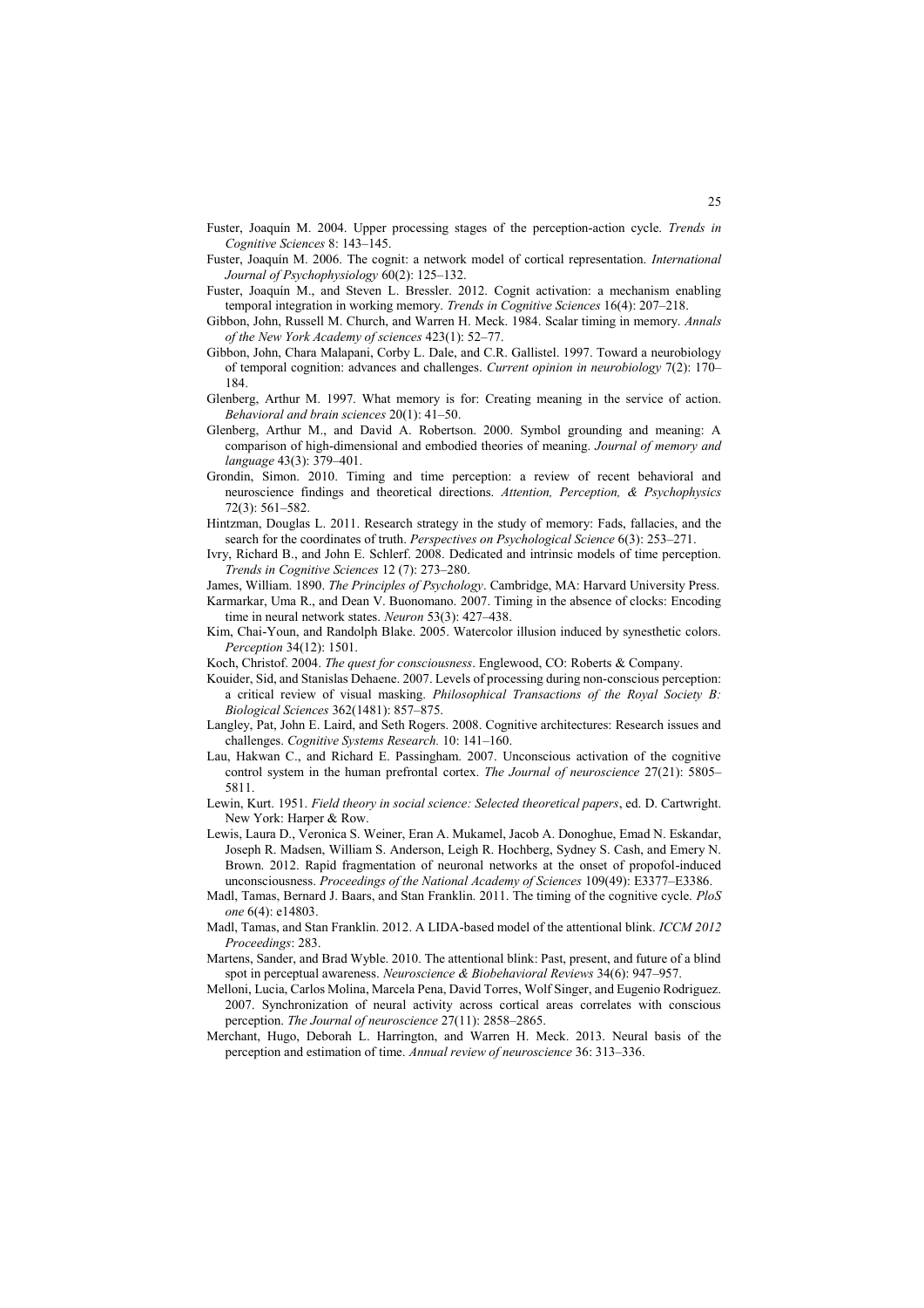Fuster, Joaquín M. 2004. Upper processing stages of the perception-action cycle. *Trends in Cognitive Sciences* 8: 143–145.

Fuster, Joaquín M. 2006. The cognit: a network model of cortical representation. *International Journal of Psychophysiology* 60(2): 125–132.

Fuster, Joaquín M., and Steven L. Bressler. 2012. Cognit activation: a mechanism enabling temporal integration in working memory. *Trends in Cognitive Sciences* 16(4): 207–218.

Gibbon, John, Russell M. Church, and Warren H. Meck. 1984. Scalar timing in memory. *Annals of the New York Academy of sciences* 423(1): 52–77.

Gibbon, John, Chara Malapani, Corby L. Dale, and C.R. Gallistel. 1997. Toward a neurobiology of temporal cognition: advances and challenges. *Current opinion in neurobiology* 7(2): 170–184.

Glenberg, Arthur M. 1997. What memory is for: Creating meaning in the service of action. *Behavioral and brain sciences* 20(1): 41–50.

Glenberg, Arthur M., and David A. Robertson. 2000. Symbol grounding and meaning: A comparison of high-dimensional and embodied theories of meaning. *Journal of memory and language* 43(3): 379–401.

Grondin, Simon. 2010. Timing and time perception: a review of recent behavioral and neuroscience findings and theoretical directions. *Attention, Perception, & Psychophysics* 72(3): 561–582.

Hintzman, Douglas L. 2011. Research strategy in the study of memory: Fads, fallacies, and the search for the coordinates of truth. *Perspectives on Psychological Science* 6(3): 253–271.

Ivry, Richard B., and John E. Schlerf. 2008. Dedicated and intrinsic models of time perception. *Trends in Cognitive Sciences* 12 (7): 273–280.

James, William. 1890. *The Principles of Psychology*. Cambridge, MA: Harvard University Press.

Karmarkar, Uma R., and Dean V. Buonomano. 2007. Timing in the absence of clocks: Encoding time in neural network states. *Neuron* 53(3): 427–438.

Kim, Chai-Youn, and Randolph Blake. 2005. Watercolor illusion induced by synesthetic colors. *Perception* 34(12): 1501.

Koch, Christof. 2004. *The quest for consciousness*. Englewood, CO: Roberts & Company.

Kouider, Sid, and Stanislas Dehaene. 2007. Levels of processing during non-conscious perception: a critical review of visual masking. *Philosophical Transactions of the Royal Society B: Biological Sciences* 362(1481): 857–875.

Langley, Pat, John E. Laird, and Seth Rogers. 2008. Cognitive architectures: Research issues and challenges. *Cognitive Systems Research.* 10: 141–160.

Lau, Hakwan C., and Richard E. Passingham. 2007. Unconscious activation of the cognitive control system in the human prefrontal cortex. *The Journal of neuroscience* 27(21): 5805–5811.

Lewin, Kurt. 1951. *Field theory in social science: Selected theoretical papers*, ed. D. Cartwright. New York: Harper & Row.

Lewis, Laura D., Veronica S. Weiner, Eran A. Mukamel, Jacob A. Donoghue, Emad N. Eskandar, Joseph R. Madsen, William S. Anderson, Leigh R. Hochberg, Sydney S. Cash, and Emery N. Brown. 2012. Rapid fragmentation of neuronal networks at the onset of propofol-induced unconsciousness. *Proceedings of the National Academy of Sciences* 109(49): E3377–E3386.

Madl, Tamas, Bernard J. Baars, and Stan Franklin. 2011. The timing of the cognitive cycle. *PloS one* 6(4): e14803.

Madl, Tamas, and Stan Franklin. 2012. A LIDA-based model of the attentional blink. *ICCM 2012 Proceedings*: 283.

Martens, Sander, and Brad Wyble. 2010. The attentional blink: Past, present, and future of a blind spot in perceptual awareness. *Neuroscience & Biobehavioral Reviews* 34(6): 947–957.

Melloni, Lucia, Carlos Molina, Marcela Pena, David Torres, Wolf Singer, and Eugenio Rodriguez. 2007. Synchronization of neural activity across cortical areas correlates with conscious perception. *The Journal of neuroscience* 27(11): 2858–2865.

Merchant, Hugo, Deborah L. Harrington, and Warren H. Meck. 2013. Neural basis of the perception and estimation of time. *Annual review of neuroscience* 36: 313–336.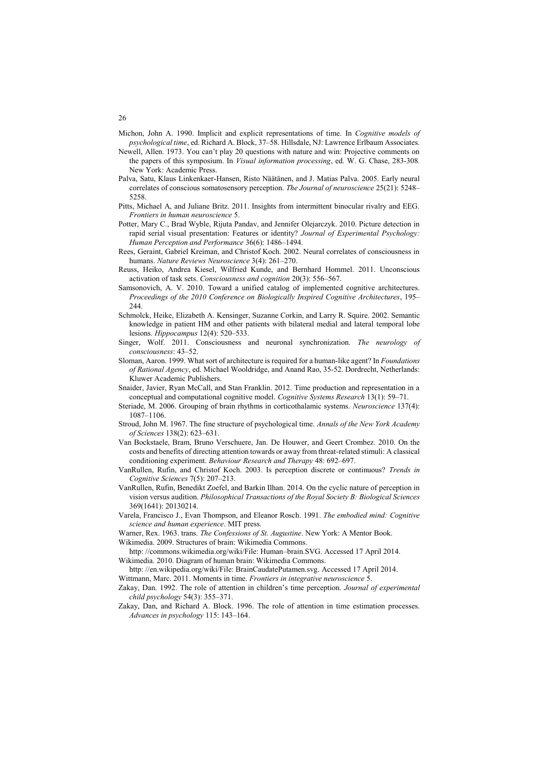Michon, John A. 1990. Implicit and explicit representations of time. In *Cognitive models of psychological time*, ed. Richard A. Block, 37–58. Hillsdale, NJ: Lawrence Erlbaum Associates.

Newell, Allen. 1973. You can't play 20 questions with nature and win: Projective comments on the papers of this symposium. In *Visual information processing*, ed. W. G. Chase, 283-308. New York: Academic Press.

Palva, Satu, Klaus Linkenkaer-Hansen, Risto Näätänen, and J. Matias Palva. 2005. Early neural correlates of conscious somatosensory perception. *The Journal of neuroscience* 25(21): 5248–5258.

Pitts, Michael A, and Juliane Britz. 2011. Insights from intermittent binocular rivalry and EEG. *Frontiers in human neuroscience* 5.

Potter, Mary C., Brad Wyble, Rijuta Pandav, and Jennifer Olejarczyk. 2010. Picture detection in rapid serial visual presentation: Features or identity? *Journal of Experimental Psychology: Human Perception and Performance* 36(6): 1486–1494.

Rees, Geraint, Gabriel Kreiman, and Christof Koch. 2002. Neural correlates of consciousness in humans. *Nature Reviews Neuroscience* 3(4): 261–270.

Reuss, Heiko, Andrea Kiesel, Wilfried Kunde, and Bernhard Hommel. 2011. Unconscious activation of task sets. *Consciousness and cognition* 20(3): 556–567.

Samsonovich, A. V. 2010. Toward a unified catalog of implemented cognitive architectures. *Proceedings of the 2010 Conference on Biologically Inspired Cognitive Architectures*, 195–244.

Schmolck, Heike, Elizabeth A. Kensinger, Suzanne Corkin, and Larry R. Squire. 2002. Semantic knowledge in patient HM and other patients with bilateral medial and lateral temporal lobe lesions. *Hippocampus* 12(4): 520–533.

Singer, Wolf. 2011. Consciousness and neuronal synchronization. *The neurology of consciousness*: 43–52.

Sloman, Aaron. 1999. What sort of architecture is required for a human-like agent? In *Foundations of Rational Agency*, ed. Michael Wooldridge, and Anand Rao, 35-52. Dordrecht, Netherlands: Kluwer Academic Publishers.

Snaider, Javier, Ryan McCall, and Stan Franklin. 2012. Time production and representation in a conceptual and computational cognitive model. *Cognitive Systems Research* 13(1): 59–71.

Steriade, M. 2006. Grouping of brain rhythms in corticothalamic systems. *Neuroscience* 137(4): 1087–1106.

Stroud, John M. 1967. The fine structure of psychological time. *Annals of the New York Academy of Sciences* 138(2): 623–631.

Van Bockstaele, Bram, Bruno Verschuere, Jan. De Houwer, and Geert Crombez. 2010. On the costs and benefits of directing attention towards or away from threat-related stimuli: A classical conditioning experiment. *Behaviour Research and Therapy* 48: 692–697.

VanRullen, Rufin, and Christof Koch. 2003. Is perception discrete or continuous? *Trends in Cognitive Sciences* 7(5): 207–213.

VanRullen, Rufin, Benedikt Zoefel, and Barkin Ilhan. 2014. On the cyclic nature of perception in vision versus audition. *Philosophical Transactions of the Royal Society B: Biological Sciences* 369(1641): 20130214.

Varela, Francisco J., Evan Thompson, and Eleanor Rosch. 1991. *The embodied mind: Cognitive science and human experience*. MIT press.

Warner, Rex. 1963. trans. *The Confessions of St. Augustine*. New York: A Mentor Book.

Wikimedia. 2009. Structures of brain: Wikimedia Commons.
http: //commons.wikimedia.org/wiki/File: Human–brain.SVG. Accessed 17 April 2014.

Wikimedia. 2010. Diagram of human brain: Wikimedia Commons.
http: //en.wikipedia.org/wiki/File: BrainCaudatePutamen.svg. Accessed 17 April 2014.

Wittmann, Marc. 2011. Moments in time. *Frontiers in integrative neuroscience* 5.

Zakay, Dan. 1992. The role of attention in children's time perception. *Journal of experimental child psychology* 54(3): 355–371.

Zakay, Dan, and Richard A. Block. 1996. The role of attention in time estimation processes. *Advances in psychology* 115: 143–164.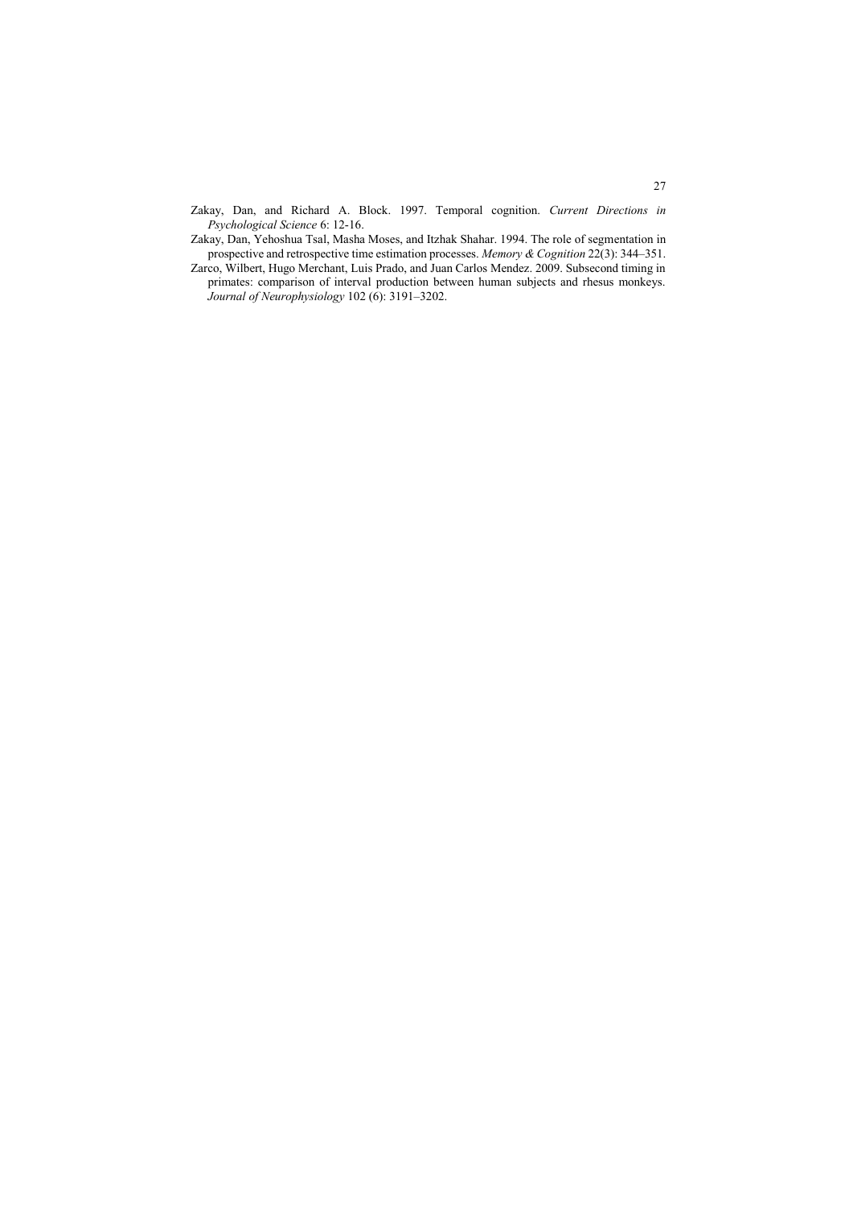Zakay, Dan, and Richard A. Block. 1997. Temporal cognition. *Current Directions in Psychological Science* 6: 12-16.

Zakay, Dan, Yehoshua Tsal, Masha Moses, and Itzhak Shahar. 1994. The role of segmentation in prospective and retrospective time estimation processes. *Memory & Cognition* 22(3): 344–351.

Zarco, Wilbert, Hugo Merchant, Luis Prado, and Juan Carlos Mendez. 2009. Subsecond timing in primates: comparison of interval production between human subjects and rhesus monkeys. *Journal of Neurophysiology* 102 (6): 3191–3202.